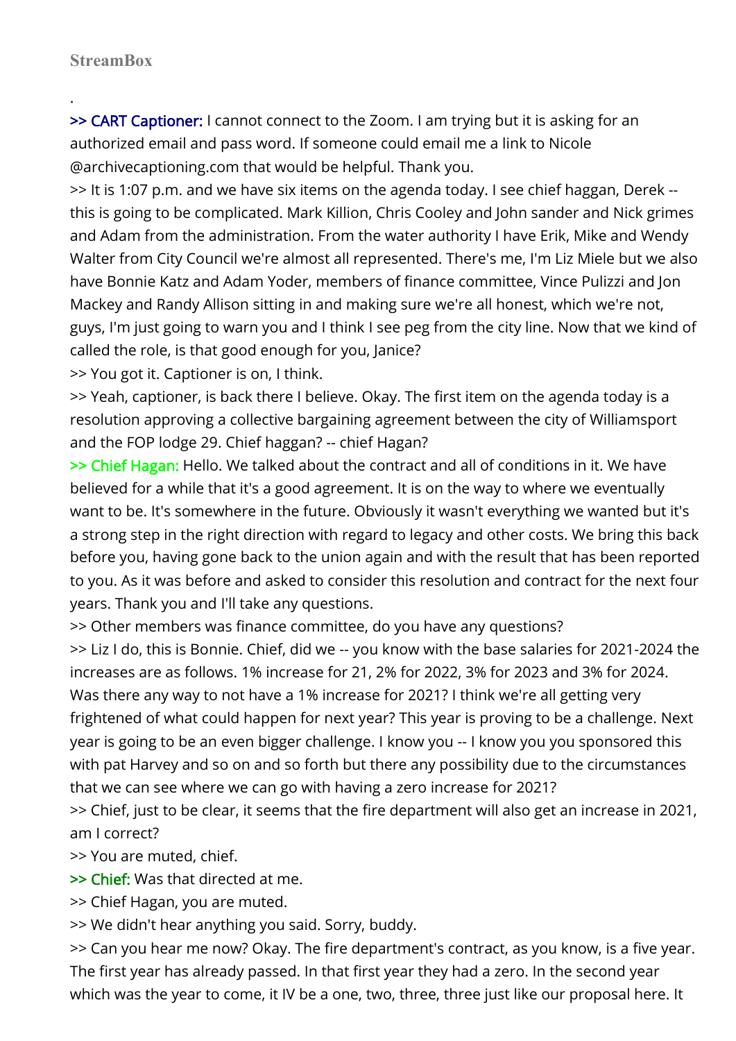**StreamBox**

.

>> **CART Captioner:** I cannot connect to the Zoom. I am trying but it is asking for an authorized email and pass word. If someone could email me a link to Nicole @archivecaptioning.com that would be helpful. Thank you.

>> It is 1:07 p.m. and we have six items on the agenda today. I see chief haggan, Derek -- this is going to be complicated. Mark Killion, Chris Cooley and John sander and Nick grimes and Adam from the administration. From the water authority I have Erik, Mike and Wendy Walter from City Council we're almost all represented. There's me, I'm Liz Miele but we also have Bonnie Katz and Adam Yoder, members of finance committee, Vince Pulizzi and Jon Mackey and Randy Allison sitting in and making sure we're all honest, which we're not, guys, I'm just going to warn you and I think I see peg from the city line. Now that we kind of called the role, is that good enough for you, Janice?

>> You got it. Captioner is on, I think.

>> Yeah, captioner, is back there I believe. Okay. The first item on the agenda today is a resolution approving a collective bargaining agreement between the city of Williamsport and the FOP lodge 29. Chief haggan? -- chief Hagan?

>> **Chief Hagan:** Hello. We talked about the contract and all of conditions in it. We have believed for a while that it's a good agreement. It is on the way to where we eventually want to be. It's somewhere in the future. Obviously it wasn't everything we wanted but it's a strong step in the right direction with regard to legacy and other costs. We bring this back before you, having gone back to the union again and with the result that has been reported to you. As it was before and asked to consider this resolution and contract for the next four years. Thank you and I'll take any questions.

>> Other members was finance committee, do you have any questions?

>> Liz I do, this is Bonnie. Chief, did we -- you know with the base salaries for 2021-2024 the increases are as follows. 1% increase for 21, 2% for 2022, 3% for 2023 and 3% for 2024. Was there any way to not have a 1% increase for 2021? I think we're all getting very frightened of what could happen for next year? This year is proving to be a challenge. Next year is going to be an even bigger challenge. I know you -- I know you you sponsored this with pat Harvey and so on and so forth but there any possibility due to the circumstances that we can see where we can go with having a zero increase for 2021?

>> Chief, just to be clear, it seems that the fire department will also get an increase in 2021, am I correct?

>> You are muted, chief.

>> **Chief:** Was that directed at me.

>> Chief Hagan, you are muted.

>> We didn't hear anything you said. Sorry, buddy.

>> Can you hear me now? Okay. The fire department's contract, as you know, is a five year. The first year has already passed. In that first year they had a zero. In the second year which was the year to come, it IV be a one, two, three, three just like our proposal here. It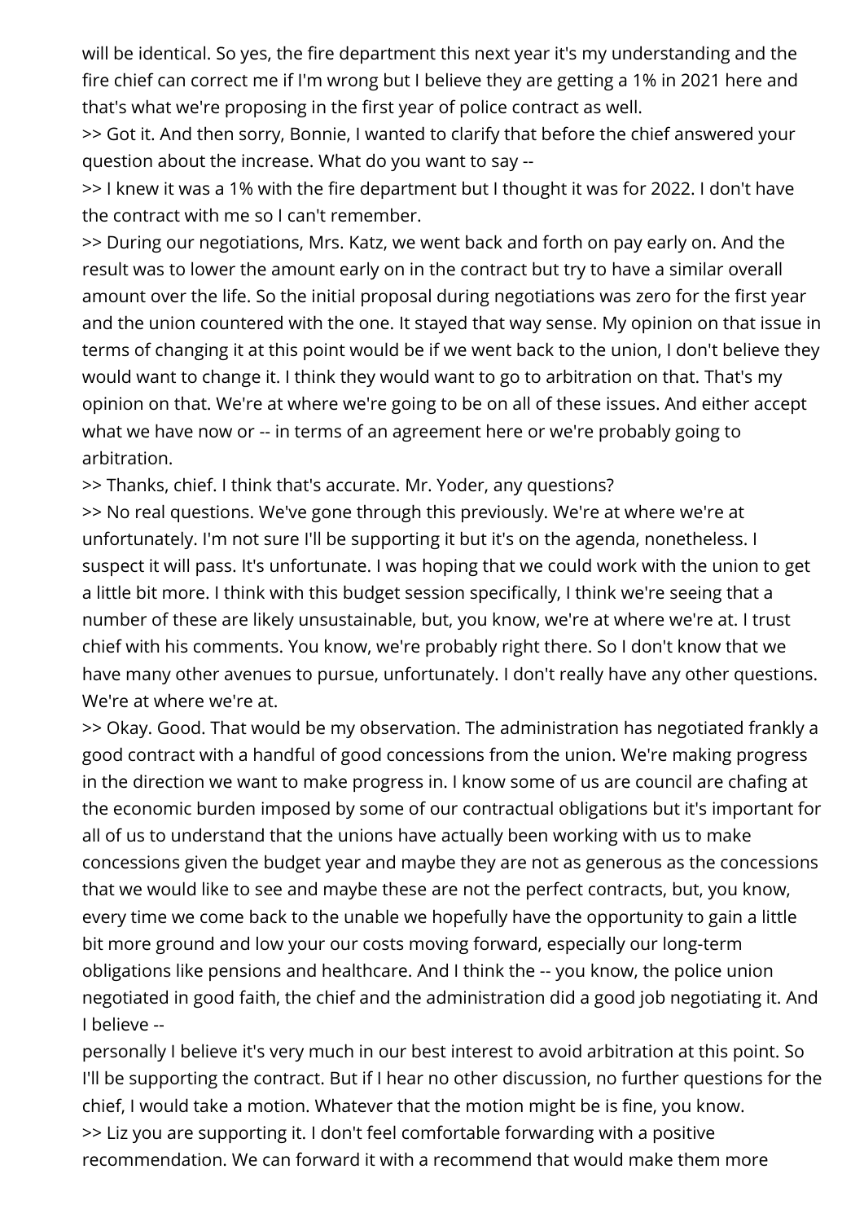will be identical. So yes, the fire department this next year it's my understanding and the fire chief can correct me if I'm wrong but I believe they are getting a 1% in 2021 here and that's what we're proposing in the first year of police contract as well.

>> Got it. And then sorry, Bonnie, I wanted to clarify that before the chief answered your question about the increase. What do you want to say --

>> I knew it was a 1% with the fire department but I thought it was for 2022. I don't have the contract with me so I can't remember.

>> During our negotiations, Mrs. Katz, we went back and forth on pay early on. And the result was to lower the amount early on in the contract but try to have a similar overall amount over the life. So the initial proposal during negotiations was zero for the first year and the union countered with the one. It stayed that way sense. My opinion on that issue in terms of changing it at this point would be if we went back to the union, I don't believe they would want to change it. I think they would want to go to arbitration on that. That's my opinion on that. We're at where we're going to be on all of these issues. And either accept what we have now or -- in terms of an agreement here or we're probably going to arbitration.

>> Thanks, chief. I think that's accurate. Mr. Yoder, any questions?

>> No real questions. We've gone through this previously. We're at where we're at unfortunately. I'm not sure I'll be supporting it but it's on the agenda, nonetheless. I suspect it will pass. It's unfortunate. I was hoping that we could work with the union to get a little bit more. I think with this budget session specifically, I think we're seeing that a number of these are likely unsustainable, but, you know, we're at where we're at. I trust chief with his comments. You know, we're probably right there. So I don't know that we have many other avenues to pursue, unfortunately. I don't really have any other questions. We're at where we're at.

>> Okay. Good. That would be my observation. The administration has negotiated frankly a good contract with a handful of good concessions from the union. We're making progress in the direction we want to make progress in. I know some of us are council are chafing at the economic burden imposed by some of our contractual obligations but it's important for all of us to understand that the unions have actually been working with us to make concessions given the budget year and maybe they are not as generous as the concessions that we would like to see and maybe these are not the perfect contracts, but, you know, every time we come back to the unable we hopefully have the opportunity to gain a little bit more ground and low your our costs moving forward, especially our long-term obligations like pensions and healthcare. And I think the -- you know, the police union negotiated in good faith, the chief and the administration did a good job negotiating it. And I believe --

personally I believe it's very much in our best interest to avoid arbitration at this point. So I'll be supporting the contract. But if I hear no other discussion, no further questions for the chief, I would take a motion. Whatever that the motion might be is fine, you know.

>> Liz you are supporting it. I don't feel comfortable forwarding with a positive recommendation. We can forward it with a recommend that would make them more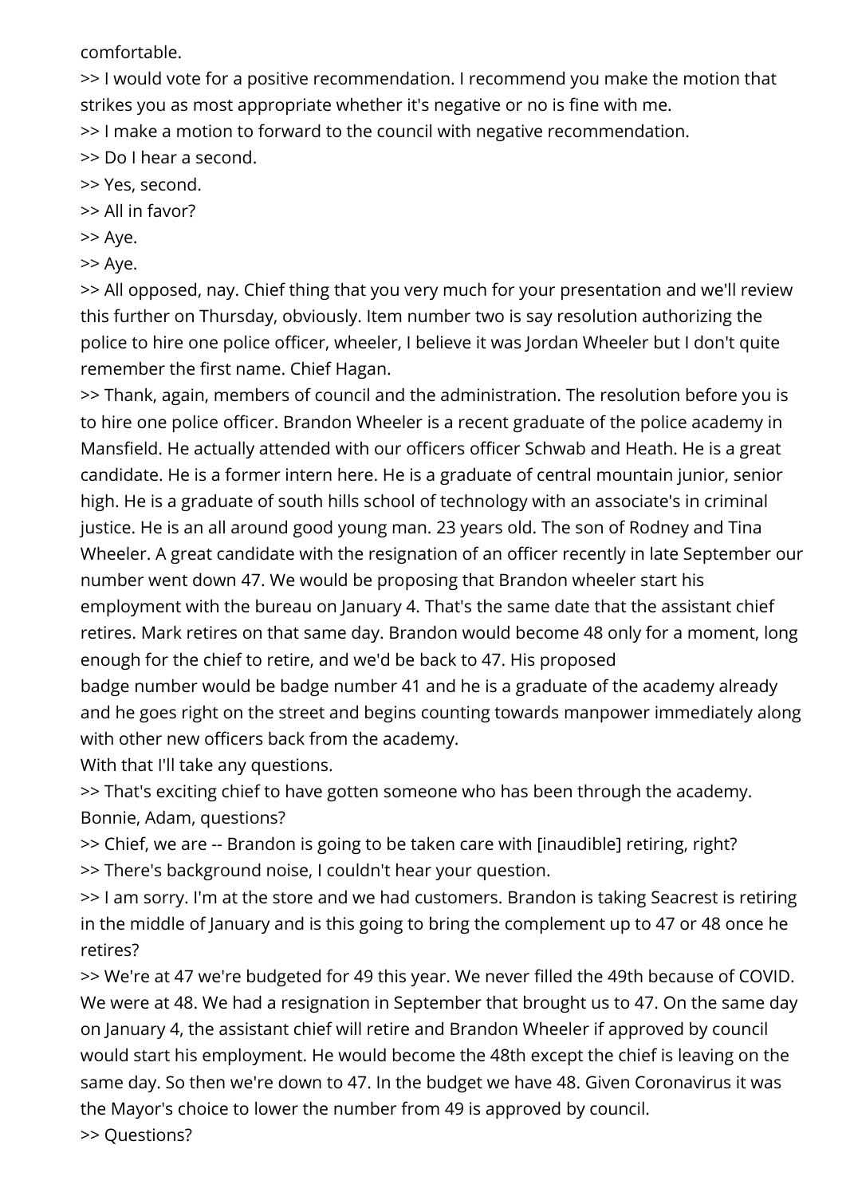comfortable.

>> I would vote for a positive recommendation. I recommend you make the motion that strikes you as most appropriate whether it's negative or no is fine with me.

>> I make a motion to forward to the council with negative recommendation.

>> Do I hear a second.

>> Yes, second.

>> All in favor?

>> Aye.

>> Aye.

>> All opposed, nay. Chief thing that you very much for your presentation and we'll review this further on Thursday, obviously. Item number two is say resolution authorizing the police to hire one police officer, wheeler, I believe it was Jordan Wheeler but I don't quite remember the first name. Chief Hagan.

>> Thank, again, members of council and the administration. The resolution before you is to hire one police officer. Brandon Wheeler is a recent graduate of the police academy in Mansfield. He actually attended with our officers officer Schwab and Heath. He is a great candidate. He is a former intern here. He is a graduate of central mountain junior, senior high. He is a graduate of south hills school of technology with an associate's in criminal justice. He is an all around good young man. 23 years old. The son of Rodney and Tina Wheeler. A great candidate with the resignation of an officer recently in late September our number went down 47. We would be proposing that Brandon wheeler start his employment with the bureau on January 4. That's the same date that the assistant chief retires. Mark retires on that same day. Brandon would become 48 only for a moment, long enough for the chief to retire, and we'd be back to 47. His proposed badge number would be badge number 41 and he is a graduate of the academy already and he goes right on the street and begins counting towards manpower immediately along with other new officers back from the academy.

With that I'll take any questions.

>> That's exciting chief to have gotten someone who has been through the academy. Bonnie, Adam, questions?

>> Chief, we are -- Brandon is going to be taken care with [inaudible] retiring, right?

>> There's background noise, I couldn't hear your question.

>> I am sorry. I'm at the store and we had customers. Brandon is taking Seacrest is retiring in the middle of January and is this going to bring the complement up to 47 or 48 once he retires?

>> We're at 47 we're budgeted for 49 this year. We never filled the 49th because of COVID. We were at 48. We had a resignation in September that brought us to 47. On the same day on January 4, the assistant chief will retire and Brandon Wheeler if approved by council would start his employment. He would become the 48th except the chief is leaving on the same day. So then we're down to 47. In the budget we have 48. Given Coronavirus it was the Mayor's choice to lower the number from 49 is approved by council.

>> Questions?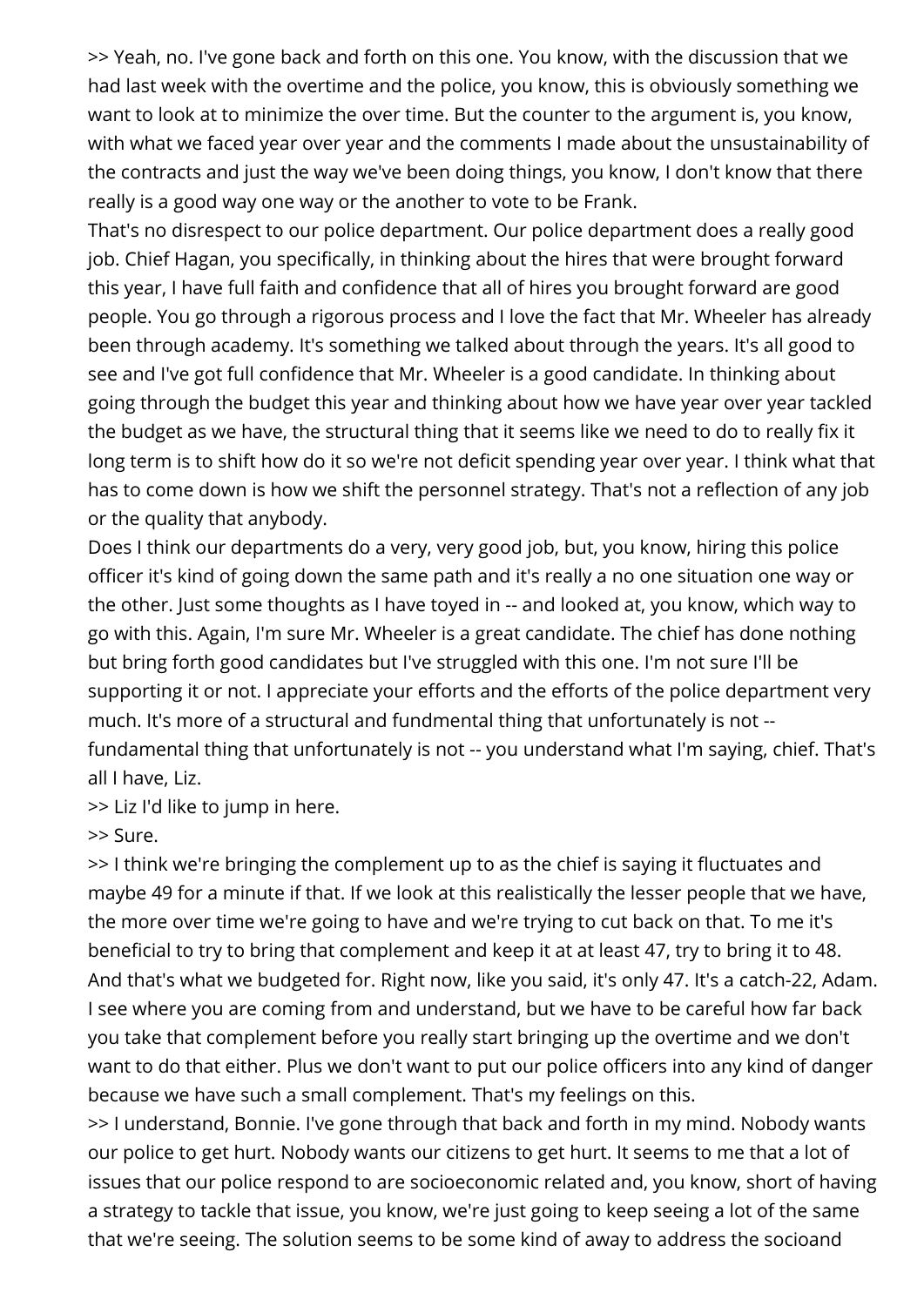>> Yeah, no. I've gone back and forth on this one. You know, with the discussion that we had last week with the overtime and the police, you know, this is obviously something we want to look at to minimize the over time. But the counter to the argument is, you know, with what we faced year over year and the comments I made about the unsustainability of the contracts and just the way we've been doing things, you know, I don't know that there really is a good way one way or the another to vote to be Frank.

That's no disrespect to our police department. Our police department does a really good job. Chief Hagan, you specifically, in thinking about the hires that were brought forward this year, I have full faith and confidence that all of hires you brought forward are good people. You go through a rigorous process and I love the fact that Mr. Wheeler has already been through academy. It's something we talked about through the years. It's all good to see and I've got full confidence that Mr. Wheeler is a good candidate. In thinking about going through the budget this year and thinking about how we have year over year tackled the budget as we have, the structural thing that it seems like we need to do to really fix it long term is to shift how do it so we're not deficit spending year over year. I think what that has to come down is how we shift the personnel strategy. That's not a reflection of any job or the quality that anybody.

Does I think our departments do a very, very good job, but, you know, hiring this police officer it's kind of going down the same path and it's really a no one situation one way or the other. Just some thoughts as I have toyed in -- and looked at, you know, which way to go with this. Again, I'm sure Mr. Wheeler is a great candidate. The chief has done nothing but bring forth good candidates but I've struggled with this one. I'm not sure I'll be supporting it or not. I appreciate your efforts and the efforts of the police department very much. It's more of a structural and fundmental thing that unfortunately is not -- fundamental thing that unfortunately is not -- you understand what I'm saying, chief. That's all I have, Liz.

>> Liz I'd like to jump in here.

>> Sure.

>> I think we're bringing the complement up to as the chief is saying it fluctuates and maybe 49 for a minute if that. If we look at this realistically the lesser people that we have, the more over time we're going to have and we're trying to cut back on that. To me it's beneficial to try to bring that complement and keep it at at least 47, try to bring it to 48. And that's what we budgeted for. Right now, like you said, it's only 47. It's a catch-22, Adam. I see where you are coming from and understand, but we have to be careful how far back you take that complement before you really start bringing up the overtime and we don't want to do that either. Plus we don't want to put our police officers into any kind of danger because we have such a small complement. That's my feelings on this.

>> I understand, Bonnie. I've gone through that back and forth in my mind. Nobody wants our police to get hurt. Nobody wants our citizens to get hurt. It seems to me that a lot of issues that our police respond to are socioeconomic related and, you know, short of having a strategy to tackle that issue, you know, we're just going to keep seeing a lot of the same that we're seeing. The solution seems to be some kind of away to address the socioand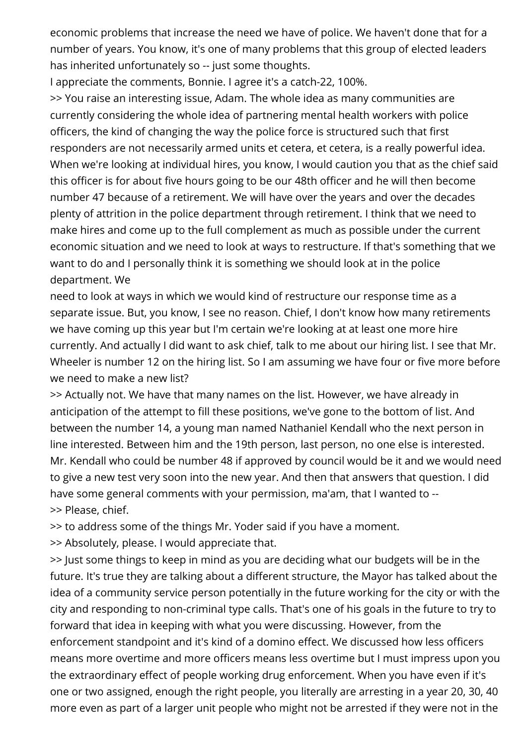economic problems that increase the need we have of police. We haven't done that for a number of years. You know, it's one of many problems that this group of elected leaders has inherited unfortunately so -- just some thoughts.

I appreciate the comments, Bonnie. I agree it's a catch-22, 100%.

>> You raise an interesting issue, Adam. The whole idea as many communities are currently considering the whole idea of partnering mental health workers with police officers, the kind of changing the way the police force is structured such that first responders are not necessarily armed units et cetera, et cetera, is a really powerful idea. When we're looking at individual hires, you know, I would caution you that as the chief said this officer is for about five hours going to be our 48th officer and he will then become number 47 because of a retirement. We will have over the years and over the decades plenty of attrition in the police department through retirement. I think that we need to make hires and come up to the full complement as much as possible under the current economic situation and we need to look at ways to restructure. If that's something that we want to do and I personally think it is something we should look at in the police department. We need to look at ways in which we would kind of restructure our response time as a separate issue. But, you know, I see no reason. Chief, I don't know how many retirements we have coming up this year but I'm certain we're looking at at least one more hire currently. And actually I did want to ask chief, talk to me about our hiring list. I see that Mr. Wheeler is number 12 on the hiring list. So I am assuming we have four or five more before we need to make a new list?

>> Actually not. We have that many names on the list. However, we have already in anticipation of the attempt to fill these positions, we've gone to the bottom of list. And between the number 14, a young man named Nathaniel Kendall who the next person in line interested. Between him and the 19th person, last person, no one else is interested. Mr. Kendall who could be number 48 if approved by council would be it and we would need to give a new test very soon into the new year. And then that answers that question. I did have some general comments with your permission, ma'am, that I wanted to --

>> Please, chief.

>> to address some of the things Mr. Yoder said if you have a moment.

>> Absolutely, please. I would appreciate that.

>> Just some things to keep in mind as you are deciding what our budgets will be in the future. It's true they are talking about a different structure, the Mayor has talked about the idea of a community service person potentially in the future working for the city or with the city and responding to non-criminal type calls. That's one of his goals in the future to try to forward that idea in keeping with what you were discussing. However, from the enforcement standpoint and it's kind of a domino effect. We discussed how less officers means more overtime and more officers means less overtime but I must impress upon you the extraordinary effect of people working drug enforcement. When you have even if it's one or two assigned, enough the right people, you literally are arresting in a year 20, 30, 40 more even as part of a larger unit people who might not be arrested if they were not in the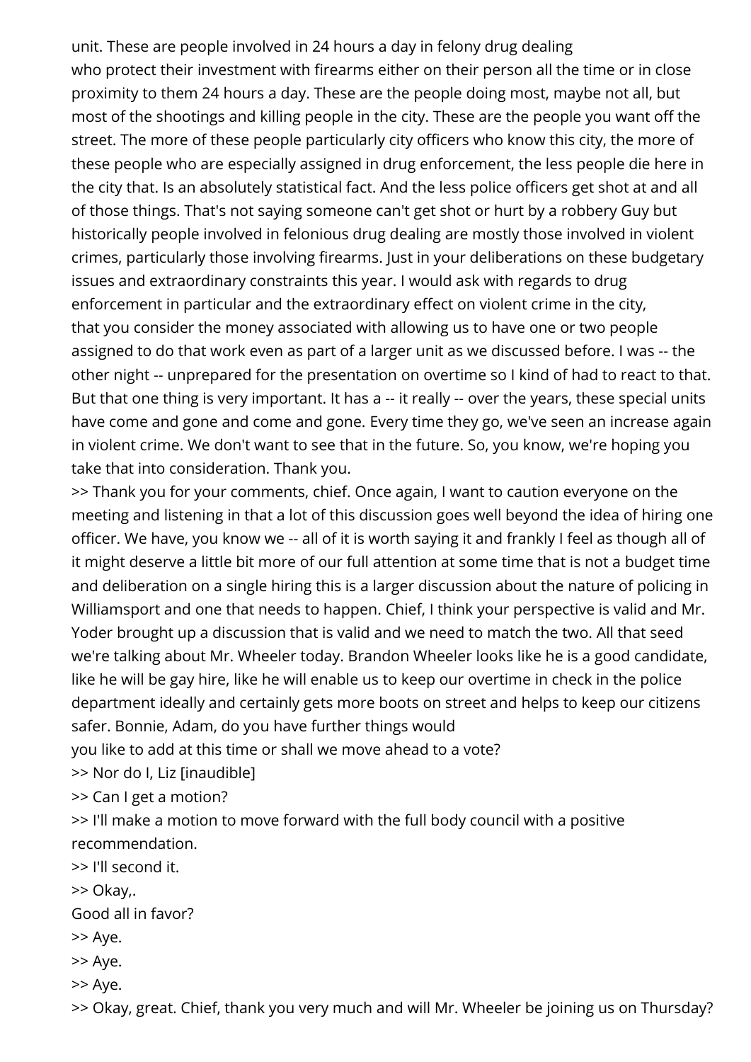unit. These are people involved in 24 hours a day in felony drug dealing who protect their investment with firearms either on their person all the time or in close proximity to them 24 hours a day. These are the people doing most, maybe not all, but most of the shootings and killing people in the city. These are the people you want off the street. The more of these people particularly city officers who know this city, the more of these people who are especially assigned in drug enforcement, the less people die here in the city that. Is an absolutely statistical fact. And the less police officers get shot at and all of those things. That's not saying someone can't get shot or hurt by a robbery Guy but historically people involved in felonious drug dealing are mostly those involved in violent crimes, particularly those involving firearms. Just in your deliberations on these budgetary issues and extraordinary constraints this year. I would ask with regards to drug enforcement in particular and the extraordinary effect on violent crime in the city, that you consider the money associated with allowing us to have one or two people assigned to do that work even as part of a larger unit as we discussed before. I was -- the other night -- unprepared for the presentation on overtime so I kind of had to react to that. But that one thing is very important. It has a -- it really -- over the years, these special units have come and gone and come and gone. Every time they go, we've seen an increase again in violent crime. We don't want to see that in the future. So, you know, we're hoping you take that into consideration. Thank you.

>> Thank you for your comments, chief. Once again, I want to caution everyone on the meeting and listening in that a lot of this discussion goes well beyond the idea of hiring one officer. We have, you know we -- all of it is worth saying it and frankly I feel as though all of it might deserve a little bit more of our full attention at some time that is not a budget time and deliberation on a single hiring this is a larger discussion about the nature of policing in Williamsport and one that needs to happen. Chief, I think your perspective is valid and Mr. Yoder brought up a discussion that is valid and we need to match the two. All that seed we're talking about Mr. Wheeler today. Brandon Wheeler looks like he is a good candidate, like he will be gay hire, like he will enable us to keep our overtime in check in the police department ideally and certainly gets more boots on street and helps to keep our citizens safer. Bonnie, Adam, do you have further things would you like to add at this time or shall we move ahead to a vote?

>> Nor do I, Liz [inaudible]

>> Can I get a motion?

>> I'll make a motion to move forward with the full body council with a positive recommendation.

>> I'll second it.

>> Okay,.
Good all in favor?

>> Aye.

>> Aye.

>> Aye.

>> Okay, great. Chief, thank you very much and will Mr. Wheeler be joining us on Thursday?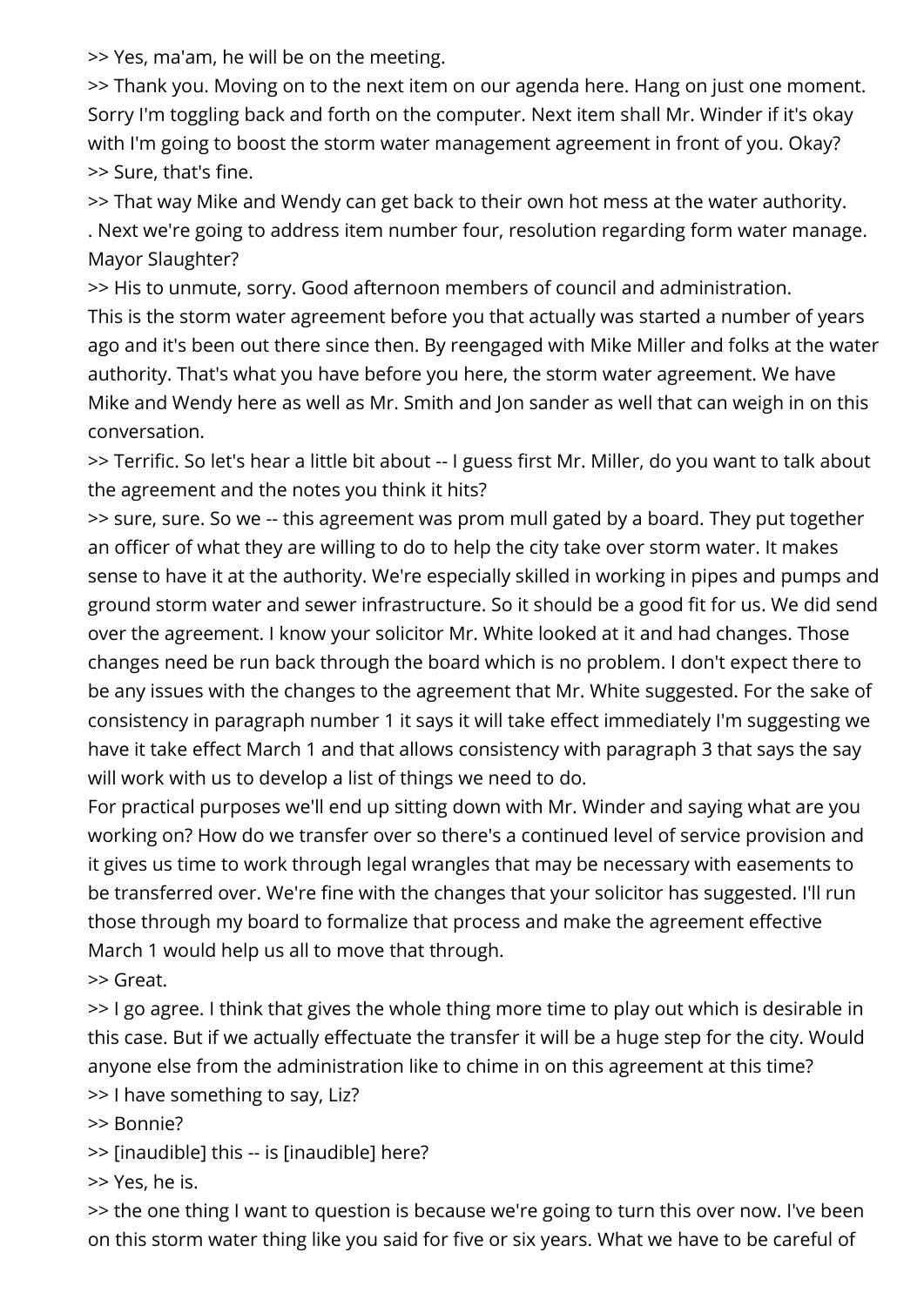>> Yes, ma'am, he will be on the meeting.

>> Thank you. Moving on to the next item on our agenda here. Hang on just one moment. Sorry I'm toggling back and forth on the computer. Next item shall Mr. Winder if it's okay with I'm going to boost the storm water management agreement in front of you. Okay?

>> Sure, that's fine.

>> That way Mike and Wendy can get back to their own hot mess at the water authority.

. Next we're going to address item number four, resolution regarding form water manage. Mayor Slaughter?

>> His to unmute, sorry. Good afternoon members of council and administration.

This is the storm water agreement before you that actually was started a number of years ago and it's been out there since then. By reengaged with Mike Miller and folks at the water authority. That's what you have before you here, the storm water agreement. We have Mike and Wendy here as well as Mr. Smith and Jon sander as well that can weigh in on this conversation.

>> Terrific. So let's hear a little bit about -- I guess first Mr. Miller, do you want to talk about the agreement and the notes you think it hits?

>> sure, sure. So we -- this agreement was prom mull gated by a board. They put together an officer of what they are willing to do to help the city take over storm water. It makes sense to have it at the authority. We're especially skilled in working in pipes and pumps and ground storm water and sewer infrastructure. So it should be a good fit for us. We did send over the agreement. I know your solicitor Mr. White looked at it and had changes. Those changes need be run back through the board which is no problem. I don't expect there to be any issues with the changes to the agreement that Mr. White suggested. For the sake of consistency in paragraph number 1 it says it will take effect immediately I'm suggesting we have it take effect March 1 and that allows consistency with paragraph 3 that says the say will work with us to develop a list of things we need to do.

For practical purposes we'll end up sitting down with Mr. Winder and saying what are you working on? How do we transfer over so there's a continued level of service provision and it gives us time to work through legal wrangles that may be necessary with easements to be transferred over. We're fine with the changes that your solicitor has suggested. I'll run those through my board to formalize that process and make the agreement effective March 1 would help us all to move that through.

>> Great.

>> I go agree. I think that gives the whole thing more time to play out which is desirable in this case. But if we actually effectuate the transfer it will be a huge step for the city. Would anyone else from the administration like to chime in on this agreement at this time?

>> I have something to say, Liz?

>> Bonnie?

>> [inaudible] this -- is [inaudible] here?

>> Yes, he is.

>> the one thing I want to question is because we're going to turn this over now. I've been on this storm water thing like you said for five or six years. What we have to be careful of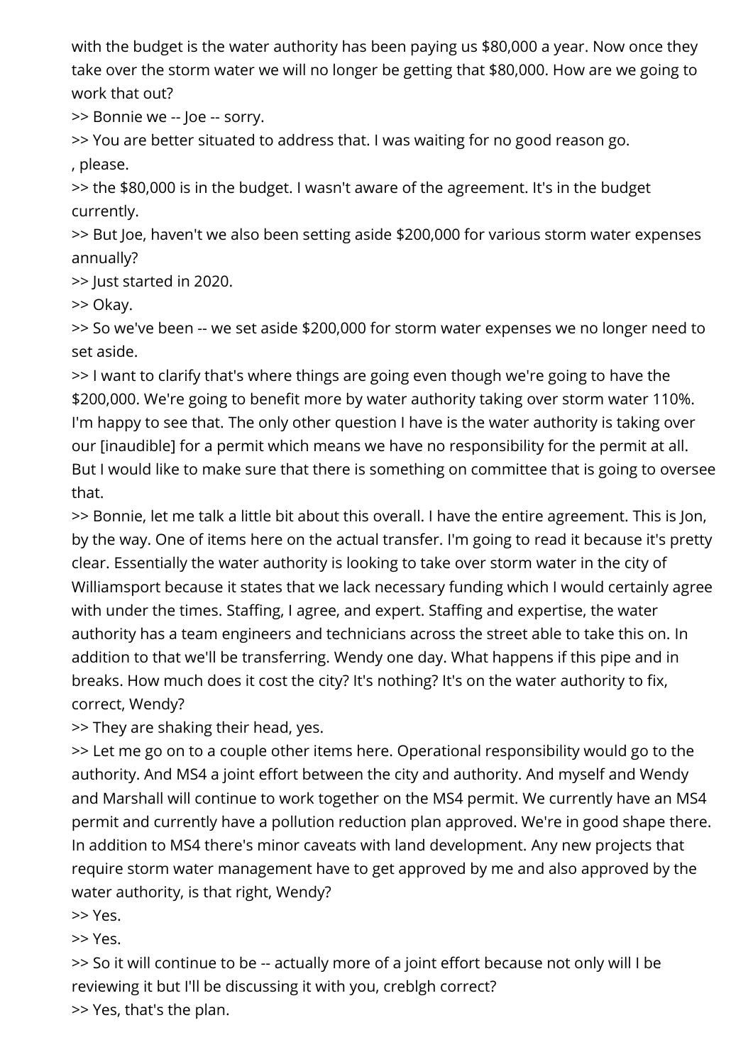with the budget is the water authority has been paying us $80,000 a year. Now once they take over the storm water we will no longer be getting that $80,000. How are we going to work that out?

>> Bonnie we -- Joe -- sorry.

>> You are better situated to address that. I was waiting for no good reason go.

, please.

>> the $80,000 is in the budget. I wasn't aware of the agreement. It's in the budget currently.

>> But Joe, haven't we also been setting aside $200,000 for various storm water expenses annually?

>> Just started in 2020.

>> Okay.

>> So we've been -- we set aside $200,000 for storm water expenses we no longer need to set aside.

>> I want to clarify that's where things are going even though we're going to have the $200,000. We're going to benefit more by water authority taking over storm water 110%. I'm happy to see that. The only other question I have is the water authority is taking over our [inaudible] for a permit which means we have no responsibility for the permit at all. But I would like to make sure that there is something on committee that is going to oversee that.

>> Bonnie, let me talk a little bit about this overall. I have the entire agreement. This is Jon, by the way. One of items here on the actual transfer. I'm going to read it because it's pretty clear. Essentially the water authority is looking to take over storm water in the city of Williamsport because it states that we lack necessary funding which I would certainly agree with under the times. Staffing, I agree, and expert. Staffing and expertise, the water authority has a team engineers and technicians across the street able to take this on. In addition to that we'll be transferring. Wendy one day. What happens if this pipe and in breaks. How much does it cost the city? It's nothing? It's on the water authority to fix, correct, Wendy?

>> They are shaking their head, yes.

>> Let me go on to a couple other items here. Operational responsibility would go to the authority. And MS4 a joint effort between the city and authority. And myself and Wendy and Marshall will continue to work together on the MS4 permit. We currently have an MS4 permit and currently have a pollution reduction plan approved. We're in good shape there. In addition to MS4 there's minor caveats with land development. Any new projects that require storm water management have to get approved by me and also approved by the water authority, is that right, Wendy?

>> Yes.

>> Yes.

>> So it will continue to be -- actually more of a joint effort because not only will I be reviewing it but I'll be discussing it with you, creblgh correct?

>> Yes, that's the plan.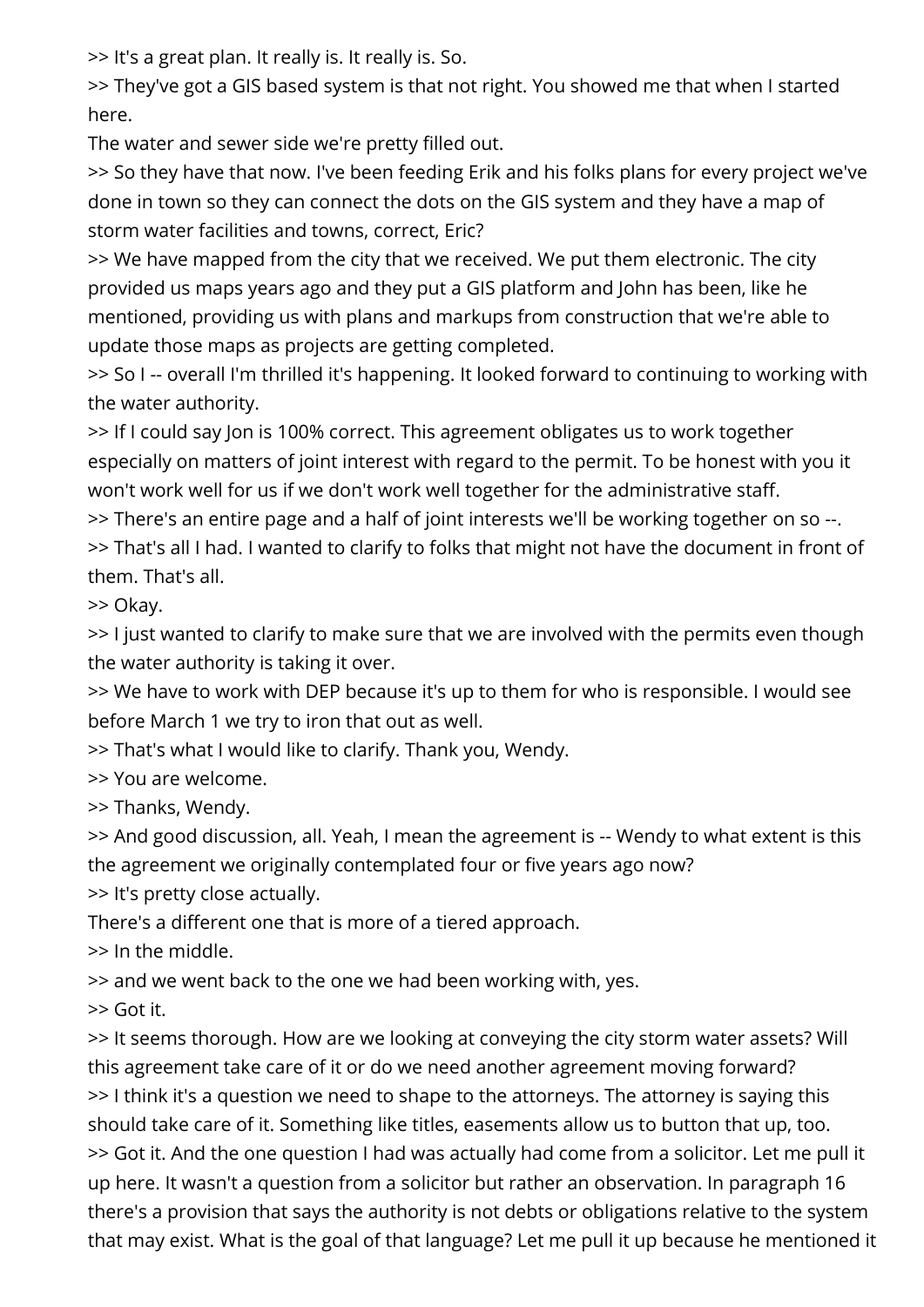>> It's a great plan. It really is. It really is. So.

>> They've got a GIS based system is that not right. You showed me that when I started here.

The water and sewer side we're pretty filled out.

>> So they have that now. I've been feeding Erik and his folks plans for every project we've done in town so they can connect the dots on the GIS system and they have a map of storm water facilities and towns, correct, Eric?

>> We have mapped from the city that we received. We put them electronic. The city provided us maps years ago and they put a GIS platform and John has been, like he mentioned, providing us with plans and markups from construction that we're able to update those maps as projects are getting completed.

>> So I -- overall I'm thrilled it's happening. It looked forward to continuing to working with the water authority.

>> If I could say Jon is 100% correct. This agreement obligates us to work together especially on matters of joint interest with regard to the permit. To be honest with you it won't work well for us if we don't work well together for the administrative staff.

>> There's an entire page and a half of joint interests we'll be working together on so --.

>> That's all I had. I wanted to clarify to folks that might not have the document in front of them. That's all.

>> Okay.

>> I just wanted to clarify to make sure that we are involved with the permits even though the water authority is taking it over.

>> We have to work with DEP because it's up to them for who is responsible. I would see before March 1 we try to iron that out as well.

>> That's what I would like to clarify. Thank you, Wendy.

>> You are welcome.

>> Thanks, Wendy.

>> And good discussion, all. Yeah, I mean the agreement is -- Wendy to what extent is this the agreement we originally contemplated four or five years ago now?

>> It's pretty close actually.

There's a different one that is more of a tiered approach.

>> In the middle.

>> and we went back to the one we had been working with, yes.

>> Got it.

>> It seems thorough. How are we looking at conveying the city storm water assets? Will this agreement take care of it or do we need another agreement moving forward?

>> I think it's a question we need to shape to the attorneys. The attorney is saying this should take care of it. Something like titles, easements allow us to button that up, too.

>> Got it. And the one question I had was actually had come from a solicitor. Let me pull it up here. It wasn't a question from a solicitor but rather an observation. In paragraph 16 there's a provision that says the authority is not debts or obligations relative to the system that may exist. What is the goal of that language? Let me pull it up because he mentioned it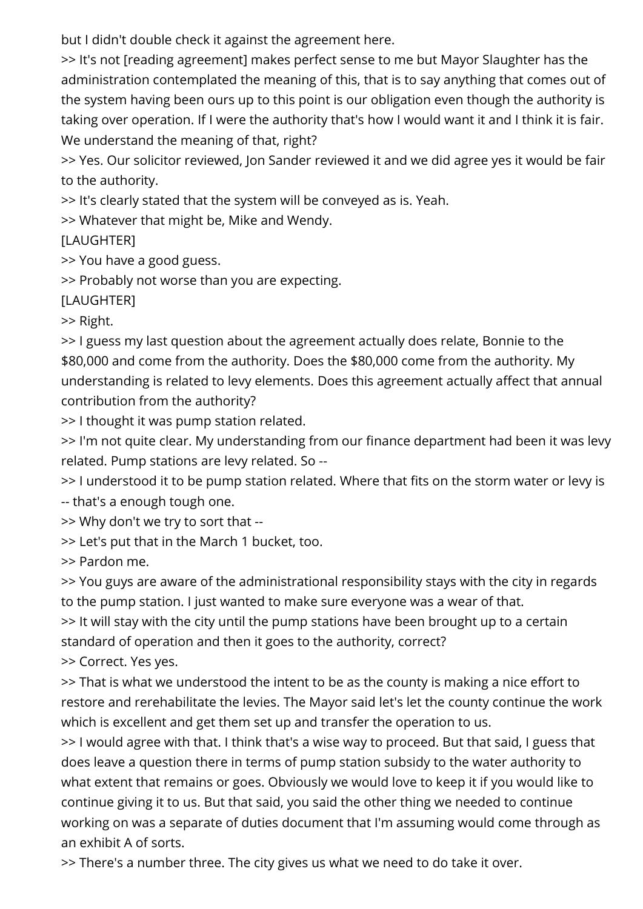but I didn't double check it against the agreement here.

>> It's not [reading agreement] makes perfect sense to me but Mayor Slaughter has the administration contemplated the meaning of this, that is to say anything that comes out of the system having been ours up to this point is our obligation even though the authority is taking over operation. If I were the authority that's how I would want it and I think it is fair. We understand the meaning of that, right?

>> Yes. Our solicitor reviewed, Jon Sander reviewed it and we did agree yes it would be fair to the authority.

>> It's clearly stated that the system will be conveyed as is. Yeah.

>> Whatever that might be, Mike and Wendy.

[LAUGHTER]

>> You have a good guess.

>> Probably not worse than you are expecting.

[LAUGHTER]

>> Right.

>> I guess my last question about the agreement actually does relate, Bonnie to the $80,000 and come from the authority. Does the $80,000 come from the authority. My understanding is related to levy elements. Does this agreement actually affect that annual contribution from the authority?

>> I thought it was pump station related.

>> I'm not quite clear. My understanding from our finance department had been it was levy related. Pump stations are levy related. So --

>> I understood it to be pump station related. Where that fits on the storm water or levy is -- that's a enough tough one.

>> Why don't we try to sort that --

>> Let's put that in the March 1 bucket, too.

>> Pardon me.

>> You guys are aware of the administrational responsibility stays with the city in regards to the pump station. I just wanted to make sure everyone was a wear of that.

>> It will stay with the city until the pump stations have been brought up to a certain standard of operation and then it goes to the authority, correct?

>> Correct. Yes yes.

>> That is what we understood the intent to be as the county is making a nice effort to restore and rerehabilitate the levies. The Mayor said let's let the county continue the work which is excellent and get them set up and transfer the operation to us.

>> I would agree with that. I think that's a wise way to proceed. But that said, I guess that does leave a question there in terms of pump station subsidy to the water authority to what extent that remains or goes. Obviously we would love to keep it if you would like to continue giving it to us. But that said, you said the other thing we needed to continue working on was a separate of duties document that I'm assuming would come through as an exhibit A of sorts.

>> There's a number three. The city gives us what we need to do take it over.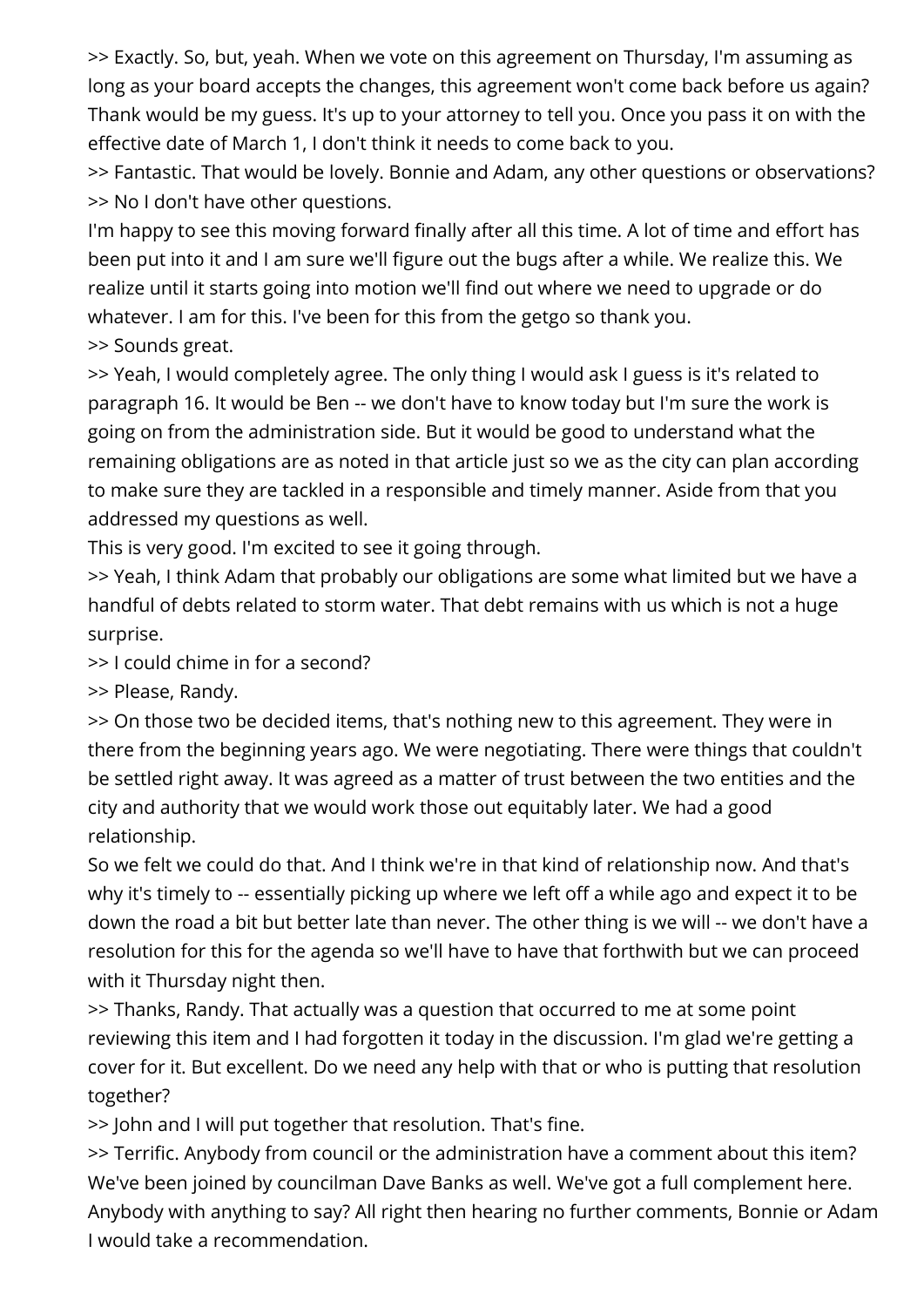>> Exactly. So, but, yeah. When we vote on this agreement on Thursday, I'm assuming as long as your board accepts the changes, this agreement won't come back before us again? Thank would be my guess. It's up to your attorney to tell you. Once you pass it on with the effective date of March 1, I don't think it needs to come back to you.

>> Fantastic. That would be lovely. Bonnie and Adam, any other questions or observations?

>> No I don't have other questions.

I'm happy to see this moving forward finally after all this time. A lot of time and effort has been put into it and I am sure we'll figure out the bugs after a while. We realize this. We realize until it starts going into motion we'll find out where we need to upgrade or do whatever. I am for this. I've been for this from the getgo so thank you.

>> Sounds great.

>> Yeah, I would completely agree. The only thing I would ask I guess is it's related to paragraph 16. It would be Ben -- we don't have to know today but I'm sure the work is going on from the administration side. But it would be good to understand what the remaining obligations are as noted in that article just so we as the city can plan according to make sure they are tackled in a responsible and timely manner. Aside from that you addressed my questions as well.

This is very good. I'm excited to see it going through.

>> Yeah, I think Adam that probably our obligations are some what limited but we have a handful of debts related to storm water. That debt remains with us which is not a huge surprise.

>> I could chime in for a second?

>> Please, Randy.

>> On those two be decided items, that's nothing new to this agreement. They were in there from the beginning years ago. We were negotiating. There were things that couldn't be settled right away. It was agreed as a matter of trust between the two entities and the city and authority that we would work those out equitably later. We had a good relationship.

So we felt we could do that. And I think we're in that kind of relationship now. And that's why it's timely to -- essentially picking up where we left off a while ago and expect it to be down the road a bit but better late than never. The other thing is we will -- we don't have a resolution for this for the agenda so we'll have to have that forthwith but we can proceed with it Thursday night then.

>> Thanks, Randy. That actually was a question that occurred to me at some point reviewing this item and I had forgotten it today in the discussion. I'm glad we're getting a cover for it. But excellent. Do we need any help with that or who is putting that resolution together?

>> John and I will put together that resolution. That's fine.

>> Terrific. Anybody from council or the administration have a comment about this item? We've been joined by councilman Dave Banks as well. We've got a full complement here. Anybody with anything to say? All right then hearing no further comments, Bonnie or Adam I would take a recommendation.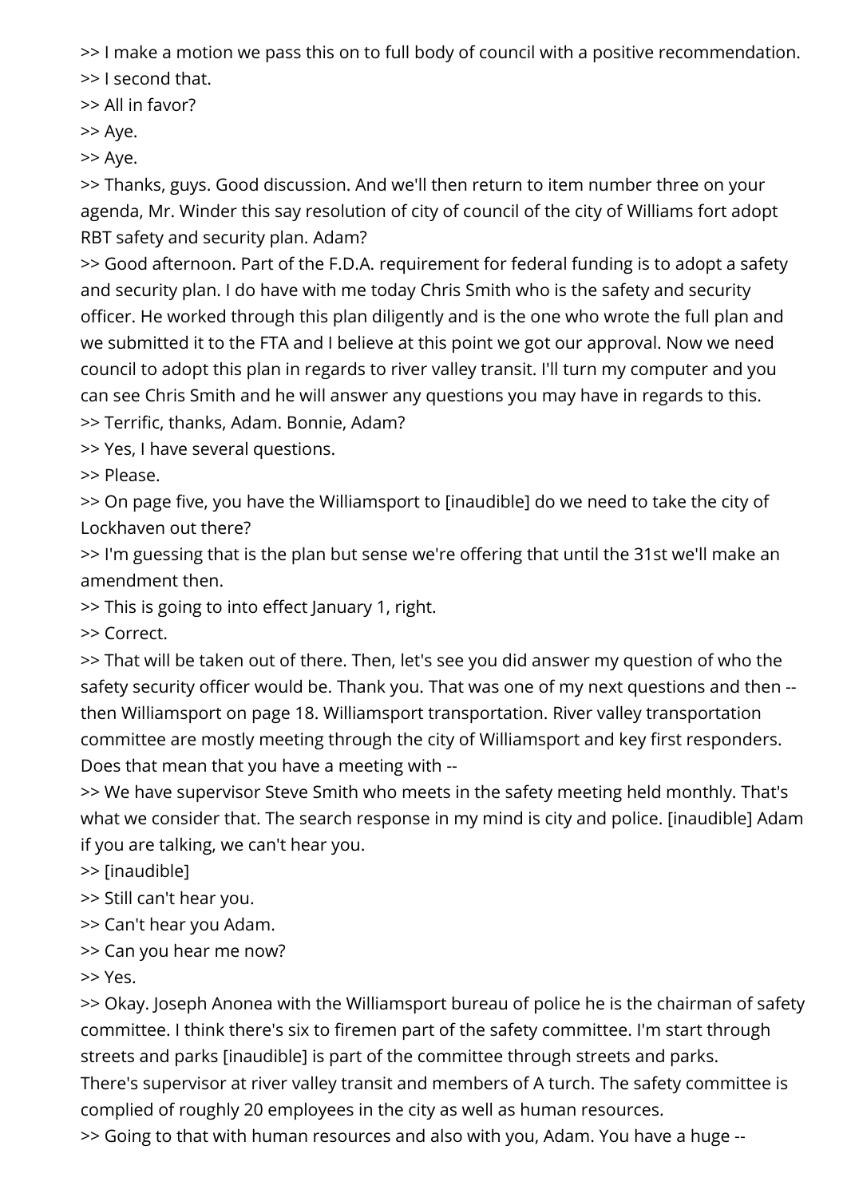>> I make a motion we pass this on to full body of council with a positive recommendation.
>> I second that.
>> All in favor?
>> Aye.
>> Aye.
>> Thanks, guys. Good discussion. And we'll then return to item number three on your agenda, Mr. Winder this say resolution of city of council of the city of Williams fort adopt RBT safety and security plan. Adam?
>> Good afternoon. Part of the F.D.A. requirement for federal funding is to adopt a safety and security plan. I do have with me today Chris Smith who is the safety and security officer. He worked through this plan diligently and is the one who wrote the full plan and we submitted it to the FTA and I believe at this point we got our approval. Now we need council to adopt this plan in regards to river valley transit. I'll turn my computer and you can see Chris Smith and he will answer any questions you may have in regards to this.
>> Terrific, thanks, Adam. Bonnie, Adam?
>> Yes, I have several questions.
>> Please.
>> On page five, you have the Williamsport to [inaudible] do we need to take the city of Lockhaven out there?
>> I'm guessing that is the plan but sense we're offering that until the 31st we'll make an amendment then.
>> This is going to into effect January 1, right.
>> Correct.
>> That will be taken out of there. Then, let's see you did answer my question of who the safety security officer would be. Thank you. That was one of my next questions and then -- then Williamsport on page 18. Williamsport transportation. River valley transportation committee are mostly meeting through the city of Williamsport and key first responders. Does that mean that you have a meeting with --
>> We have supervisor Steve Smith who meets in the safety meeting held monthly. That's what we consider that. The search response in my mind is city and police. [inaudible] Adam if you are talking, we can't hear you.
>> [inaudible]
>> Still can't hear you.
>> Can't hear you Adam.
>> Can you hear me now?
>> Yes.
>> Okay. Joseph Anonea with the Williamsport bureau of police he is the chairman of safety committee. I think there's six to firemen part of the safety committee. I'm start through streets and parks [inaudible] is part of the committee through streets and parks. There's supervisor at river valley transit and members of A turch. The safety committee is complied of roughly 20 employees in the city as well as human resources.
>> Going to that with human resources and also with you, Adam. You have a huge --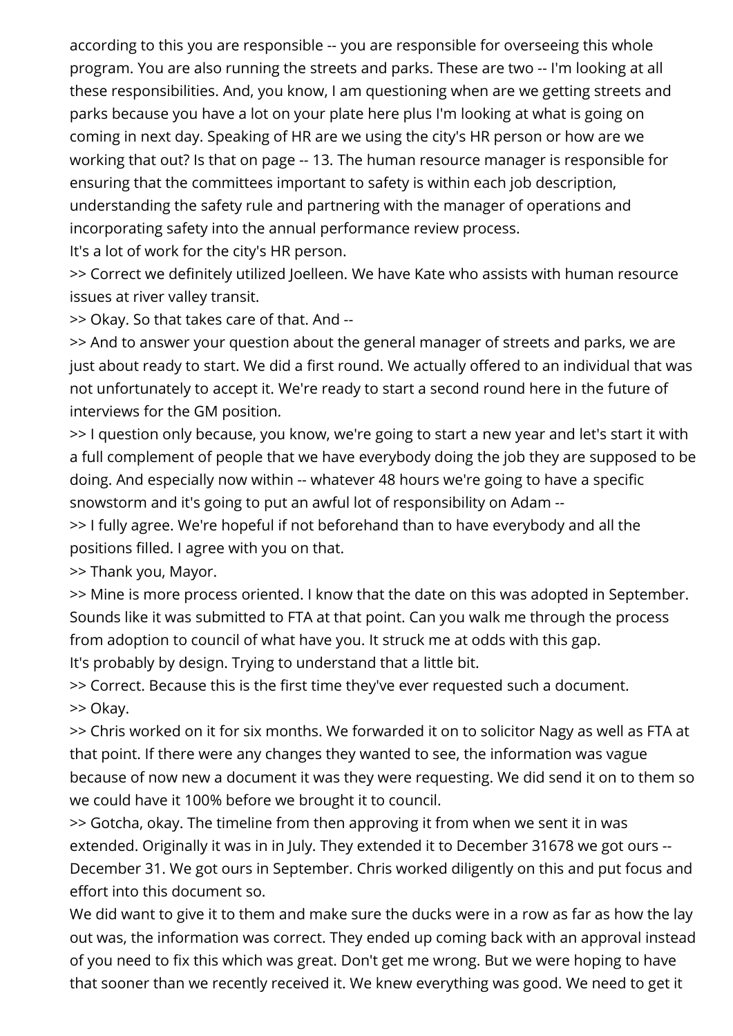according to this you are responsible -- you are responsible for overseeing this whole program. You are also running the streets and parks. These are two -- I'm looking at all these responsibilities. And, you know, I am questioning when are we getting streets and parks because you have a lot on your plate here plus I'm looking at what is going on coming in next day. Speaking of HR are we using the city's HR person or how are we working that out? Is that on page -- 13. The human resource manager is responsible for ensuring that the committees important to safety is within each job description, understanding the safety rule and partnering with the manager of operations and incorporating safety into the annual performance review process.
It's a lot of work for the city's HR person.

>> Correct we definitely utilized Joelleen. We have Kate who assists with human resource issues at river valley transit.

>> Okay. So that takes care of that. And --

>> And to answer your question about the general manager of streets and parks, we are just about ready to start. We did a first round. We actually offered to an individual that was not unfortunately to accept it. We're ready to start a second round here in the future of interviews for the GM position.

>> I question only because, you know, we're going to start a new year and let's start it with a full complement of people that we have everybody doing the job they are supposed to be doing. And especially now within -- whatever 48 hours we're going to have a specific snowstorm and it's going to put an awful lot of responsibility on Adam --

>> I fully agree. We're hopeful if not beforehand than to have everybody and all the positions filled. I agree with you on that.

>> Thank you, Mayor.

>> Mine is more process oriented. I know that the date on this was adopted in September. Sounds like it was submitted to FTA at that point. Can you walk me through the process from adoption to council of what have you. It struck me at odds with this gap.
It's probably by design. Trying to understand that a little bit.

>> Correct. Because this is the first time they've ever requested such a document.

>> Okay.

>> Chris worked on it for six months. We forwarded it on to solicitor Nagy as well as FTA at that point. If there were any changes they wanted to see, the information was vague because of now new a document it was they were requesting. We did send it on to them so we could have it 100% before we brought it to council.

>> Gotcha, okay. The timeline from then approving it from when we sent it in was extended. Originally it was in in July. They extended it to December 31678 we got ours -- December 31. We got ours in September. Chris worked diligently on this and put focus and effort into this document so.
We did want to give it to them and make sure the ducks were in a row as far as how the lay out was, the information was correct. They ended up coming back with an approval instead of you need to fix this which was great. Don't get me wrong. But we were hoping to have that sooner than we recently received it. We knew everything was good. We need to get it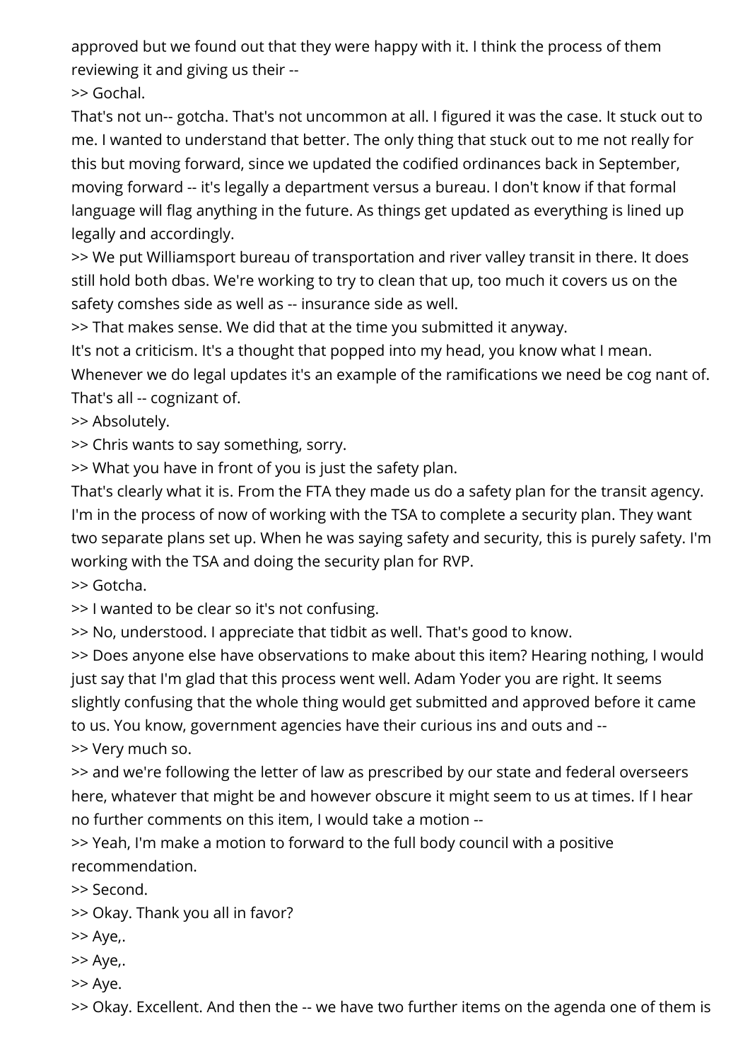approved but we found out that they were happy with it. I think the process of them reviewing it and giving us their --

>> Gochal.

That's not un-- gotcha. That's not uncommon at all. I figured it was the case. It stuck out to me. I wanted to understand that better. The only thing that stuck out to me not really for this but moving forward, since we updated the codified ordinances back in September, moving forward -- it's legally a department versus a bureau. I don't know if that formal language will flag anything in the future. As things get updated as everything is lined up legally and accordingly.

>> We put Williamsport bureau of transportation and river valley transit in there. It does still hold both dbas. We're working to try to clean that up, too much it covers us on the safety comshes side as well as -- insurance side as well.

>> That makes sense. We did that at the time you submitted it anyway.

It's not a criticism. It's a thought that popped into my head, you know what I mean. Whenever we do legal updates it's an example of the ramifications we need be cog nant of. That's all -- cognizant of.

>> Absolutely.

>> Chris wants to say something, sorry.

>> What you have in front of you is just the safety plan.

That's clearly what it is. From the FTA they made us do a safety plan for the transit agency. I'm in the process of now of working with the TSA to complete a security plan. They want two separate plans set up. When he was saying safety and security, this is purely safety. I'm working with the TSA and doing the security plan for RVP.

>> Gotcha.

>> I wanted to be clear so it's not confusing.

>> No, understood. I appreciate that tidbit as well. That's good to know.

>> Does anyone else have observations to make about this item? Hearing nothing, I would just say that I'm glad that this process went well. Adam Yoder you are right. It seems slightly confusing that the whole thing would get submitted and approved before it came to us. You know, government agencies have their curious ins and outs and --

>> Very much so.

>> and we're following the letter of law as prescribed by our state and federal overseers here, whatever that might be and however obscure it might seem to us at times. If I hear no further comments on this item, I would take a motion --

>> Yeah, I'm make a motion to forward to the full body council with a positive recommendation.

>> Second.

>> Okay. Thank you all in favor?

>> Aye,.

>> Aye,.

>> Aye.

>> Okay. Excellent. And then the -- we have two further items on the agenda one of them is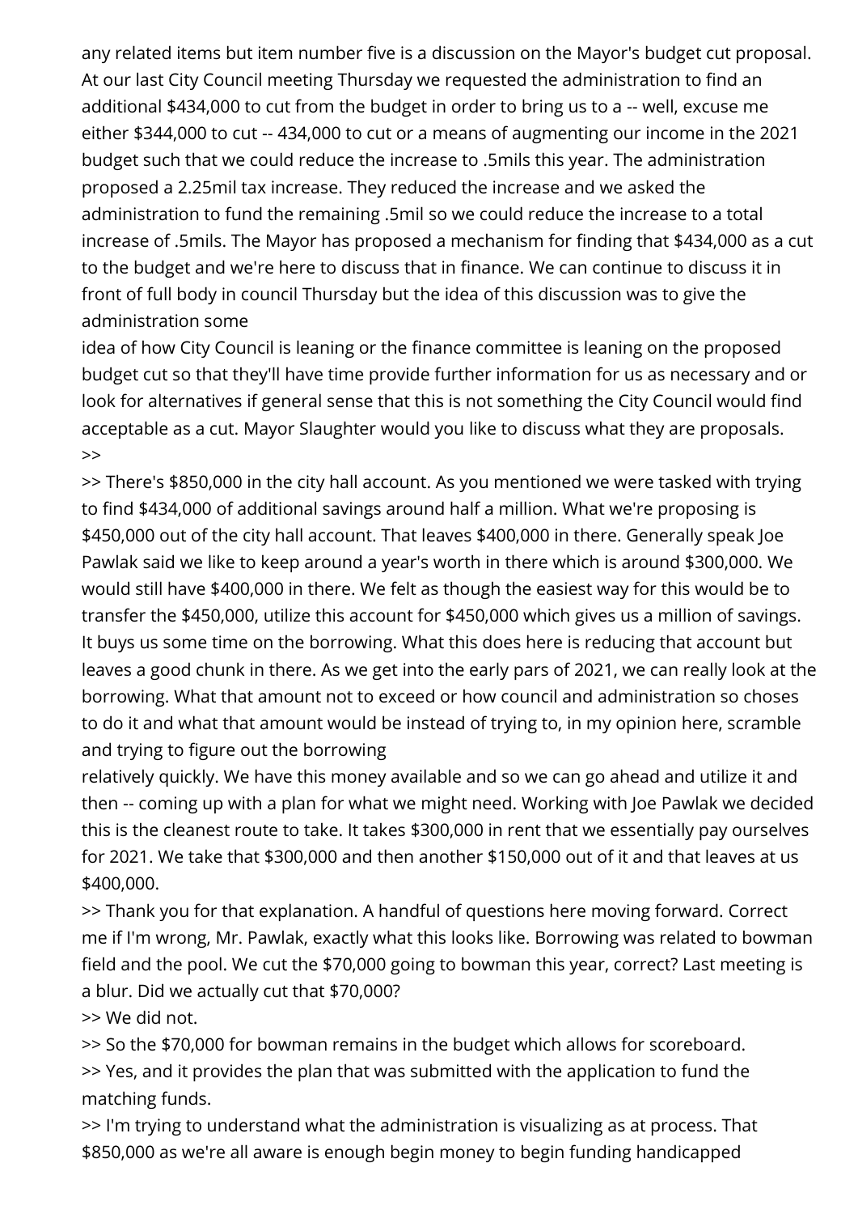any related items but item number five is a discussion on the Mayor's budget cut proposal. At our last City Council meeting Thursday we requested the administration to find an additional $434,000 to cut from the budget in order to bring us to a -- well, excuse me either $344,000 to cut -- 434,000 to cut or a means of augmenting our income in the 2021 budget such that we could reduce the increase to .5mils this year. The administration proposed a 2.25mil tax increase. They reduced the increase and we asked the administration to fund the remaining .5mil so we could reduce the increase to a total increase of .5mils. The Mayor has proposed a mechanism for finding that $434,000 as a cut to the budget and we're here to discuss that in finance. We can continue to discuss it in front of full body in council Thursday but the idea of this discussion was to give the administration some
idea of how City Council is leaning or the finance committee is leaning on the proposed budget cut so that they'll have time provide further information for us as necessary and or look for alternatives if general sense that this is not something the City Council would find acceptable as a cut. Mayor Slaughter would you like to discuss what they are proposals.
>>
>> There's $850,000 in the city hall account. As you mentioned we were tasked with trying to find $434,000 of additional savings around half a million. What we're proposing is $450,000 out of the city hall account. That leaves $400,000 in there. Generally speak Joe Pawlak said we like to keep around a year's worth in there which is around $300,000. We would still have $400,000 in there. We felt as though the easiest way for this would be to transfer the $450,000, utilize this account for $450,000 which gives us a million of savings. It buys us some time on the borrowing. What this does here is reducing that account but leaves a good chunk in there. As we get into the early pars of 2021, we can really look at the borrowing. What that amount not to exceed or how council and administration so choses to do it and what that amount would be instead of trying to, in my opinion here, scramble and trying to figure out the borrowing
relatively quickly. We have this money available and so we can go ahead and utilize it and then -- coming up with a plan for what we might need. Working with Joe Pawlak we decided this is the cleanest route to take. It takes $300,000 in rent that we essentially pay ourselves for 2021. We take that $300,000 and then another $150,000 out of it and that leaves at us $400,000.
>> Thank you for that explanation. A handful of questions here moving forward. Correct me if I'm wrong, Mr. Pawlak, exactly what this looks like. Borrowing was related to bowman field and the pool. We cut the $70,000 going to bowman this year, correct? Last meeting is a blur. Did we actually cut that $70,000?
>> We did not.
>> So the $70,000 for bowman remains in the budget which allows for scoreboard.
>> Yes, and it provides the plan that was submitted with the application to fund the matching funds.
>> I'm trying to understand what the administration is visualizing as at process. That $850,000 as we're all aware is enough begin money to begin funding handicapped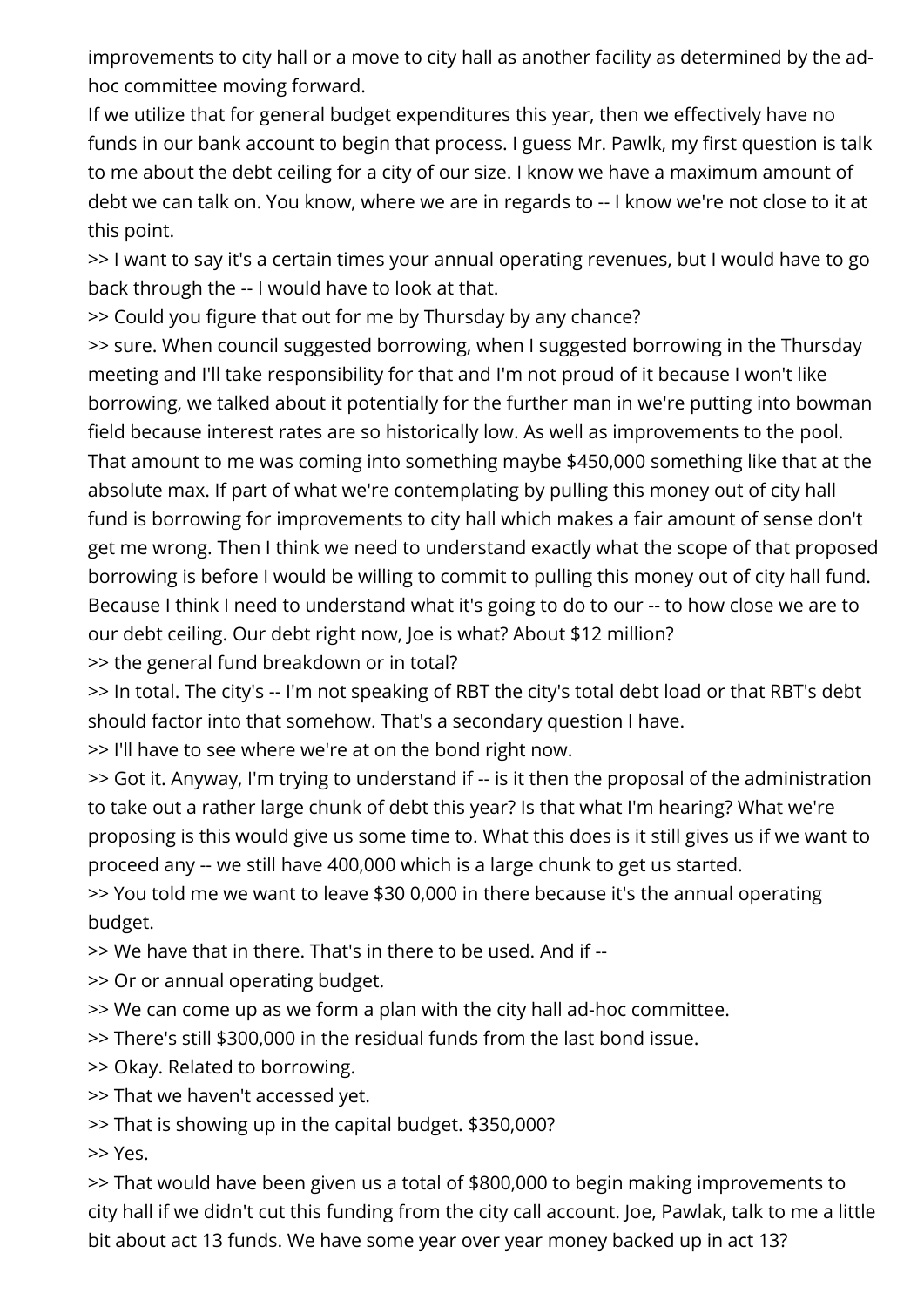improvements to city hall or a move to city hall as another facility as determined by the ad-hoc committee moving forward.

If we utilize that for general budget expenditures this year, then we effectively have no funds in our bank account to begin that process. I guess Mr. Pawlk, my first question is talk to me about the debt ceiling for a city of our size. I know we have a maximum amount of debt we can talk on. You know, where we are in regards to -- I know we're not close to it at this point.

>> I want to say it's a certain times your annual operating revenues, but I would have to go back through the -- I would have to look at that.

>> Could you figure that out for me by Thursday by any chance?

>> sure. When council suggested borrowing, when I suggested borrowing in the Thursday meeting and I'll take responsibility for that and I'm not proud of it because I won't like borrowing, we talked about it potentially for the further man in we're putting into bowman field because interest rates are so historically low. As well as improvements to the pool. That amount to me was coming into something maybe $450,000 something like that at the absolute max. If part of what we're contemplating by pulling this money out of city hall fund is borrowing for improvements to city hall which makes a fair amount of sense don't get me wrong. Then I think we need to understand exactly what the scope of that proposed borrowing is before I would be willing to commit to pulling this money out of city hall fund. Because I think I need to understand what it's going to do to our -- to how close we are to our debt ceiling. Our debt right now, Joe is what? About $12 million?

>> the general fund breakdown or in total?

>> In total. The city's -- I'm not speaking of RBT the city's total debt load or that RBT's debt should factor into that somehow. That's a secondary question I have.

>> I'll have to see where we're at on the bond right now.

>> Got it. Anyway, I'm trying to understand if -- is it then the proposal of the administration to take out a rather large chunk of debt this year? Is that what I'm hearing? What we're proposing is this would give us some time to. What this does is it still gives us if we want to proceed any -- we still have 400,000 which is a large chunk to get us started.

>> You told me we want to leave $30 0,000 in there because it's the annual operating budget.

>> We have that in there. That's in there to be used. And if --

>> Or or annual operating budget.

>> We can come up as we form a plan with the city hall ad-hoc committee.

>> There's still $300,000 in the residual funds from the last bond issue.

>> Okay. Related to borrowing.

>> That we haven't accessed yet.

>> That is showing up in the capital budget. $350,000?

>> Yes.

>> That would have been given us a total of $800,000 to begin making improvements to city hall if we didn't cut this funding from the city call account. Joe, Pawlak, talk to me a little bit about act 13 funds. We have some year over year money backed up in act 13?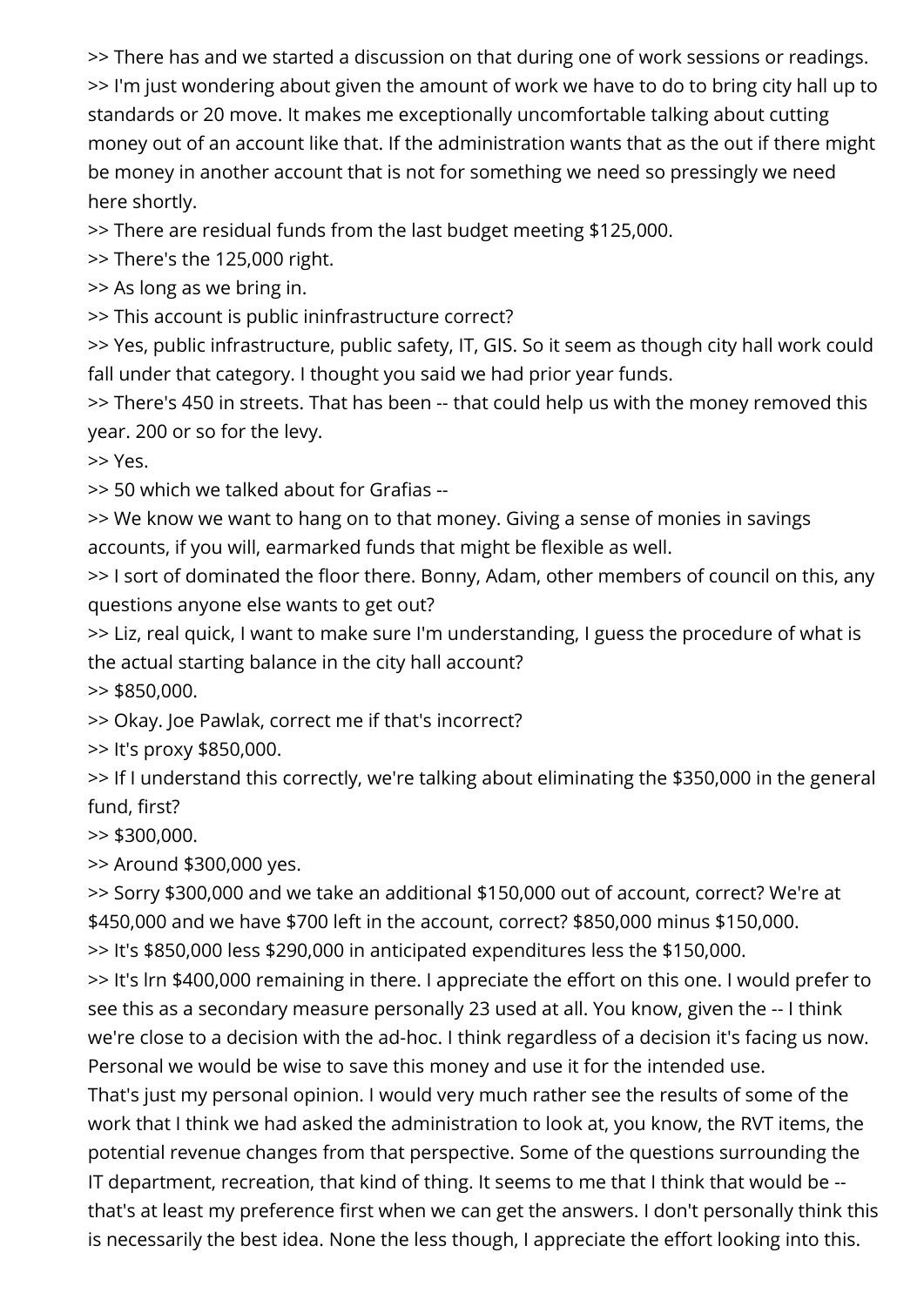>> There has and we started a discussion on that during one of work sessions or readings.
>> I'm just wondering about given the amount of work we have to do to bring city hall up to standards or 20 move. It makes me exceptionally uncomfortable talking about cutting money out of an account like that. If the administration wants that as the out if there might be money in another account that is not for something we need so pressingly we need here shortly.
>> There are residual funds from the last budget meeting $125,000.
>> There's the 125,000 right.
>> As long as we bring in.
>> This account is public ininfrastructure correct?
>> Yes, public infrastructure, public safety, IT, GIS. So it seem as though city hall work could fall under that category. I thought you said we had prior year funds.
>> There's 450 in streets. That has been -- that could help us with the money removed this year. 200 or so for the levy.
>> Yes.
>> 50 which we talked about for Grafias --
>> We know we want to hang on to that money. Giving a sense of monies in savings accounts, if you will, earmarked funds that might be flexible as well.
>> I sort of dominated the floor there. Bonny, Adam, other members of council on this, any questions anyone else wants to get out?
>> Liz, real quick, I want to make sure I'm understanding, I guess the procedure of what is the actual starting balance in the city hall account?
>> $850,000.
>> Okay. Joe Pawlak, correct me if that's incorrect?
>> It's proxy $850,000.
>> If I understand this correctly, we're talking about eliminating the $350,000 in the general fund, first?
>> $300,000.
>> Around $300,000 yes.
>> Sorry $300,000 and we take an additional $150,000 out of account, correct? We're at $450,000 and we have $700 left in the account, correct? $850,000 minus $150,000.
>> It's $850,000 less $290,000 in anticipated expenditures less the $150,000.
>> It's lrn $400,000 remaining in there. I appreciate the effort on this one. I would prefer to see this as a secondary measure personally 23 used at all. You know, given the -- I think we're close to a decision with the ad-hoc. I think regardless of a decision it's facing us now. Personal we would be wise to save this money and use it for the intended use.
That's just my personal opinion. I would very much rather see the results of some of the work that I think we had asked the administration to look at, you know, the RVT items, the potential revenue changes from that perspective. Some of the questions surrounding the IT department, recreation, that kind of thing. It seems to me that I think that would be -- that's at least my preference first when we can get the answers. I don't personally think this is necessarily the best idea. None the less though, I appreciate the effort looking into this.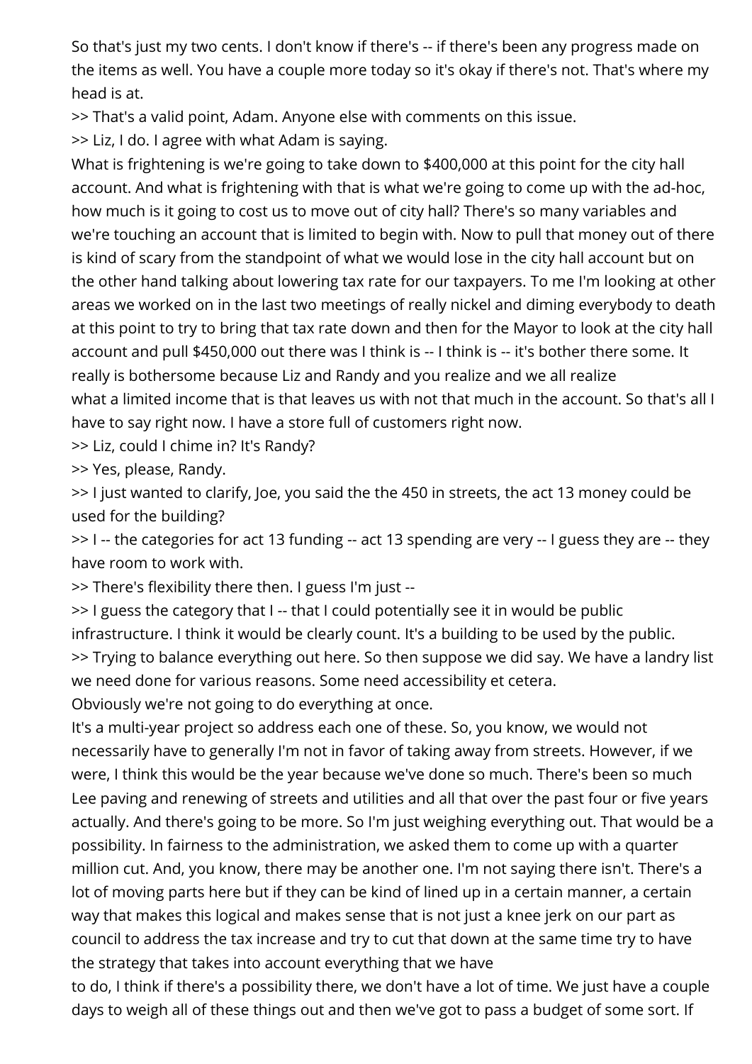So that's just my two cents. I don't know if there's -- if there's been any progress made on the items as well. You have a couple more today so it's okay if there's not. That's where my head is at.

>> That's a valid point, Adam. Anyone else with comments on this issue.

>> Liz, I do. I agree with what Adam is saying.

What is frightening is we're going to take down to $400,000 at this point for the city hall account. And what is frightening with that is what we're going to come up with the ad-hoc, how much is it going to cost us to move out of city hall? There's so many variables and we're touching an account that is limited to begin with. Now to pull that money out of there is kind of scary from the standpoint of what we would lose in the city hall account but on the other hand talking about lowering tax rate for our taxpayers. To me I'm looking at other areas we worked on in the last two meetings of really nickel and diming everybody to death at this point to try to bring that tax rate down and then for the Mayor to look at the city hall account and pull $450,000 out there was I think is -- I think is -- it's bother there some. It really is bothersome because Liz and Randy and you realize and we all realize what a limited income that is that leaves us with not that much in the account. So that's all I have to say right now. I have a store full of customers right now.

>> Liz, could I chime in? It's Randy?

>> Yes, please, Randy.

>> I just wanted to clarify, Joe, you said the the 450 in streets, the act 13 money could be used for the building?

>> I -- the categories for act 13 funding -- act 13 spending are very -- I guess they are -- they have room to work with.

>> There's flexibility there then. I guess I'm just --

>> I guess the category that I -- that I could potentially see it in would be public infrastructure. I think it would be clearly count. It's a building to be used by the public.

>> Trying to balance everything out here. So then suppose we did say. We have a landry list we need done for various reasons. Some need accessibility et cetera.

Obviously we're not going to do everything at once.

It's a multi-year project so address each one of these. So, you know, we would not necessarily have to generally I'm not in favor of taking away from streets. However, if we were, I think this would be the year because we've done so much. There's been so much Lee paving and renewing of streets and utilities and all that over the past four or five years actually. And there's going to be more. So I'm just weighing everything out. That would be a possibility. In fairness to the administration, we asked them to come up with a quarter million cut. And, you know, there may be another one. I'm not saying there isn't. There's a lot of moving parts here but if they can be kind of lined up in a certain manner, a certain way that makes this logical and makes sense that is not just a knee jerk on our part as council to address the tax increase and try to cut that down at the same time try to have the strategy that takes into account everything that we have to do, I think if there's a possibility there, we don't have a lot of time. We just have a couple days to weigh all of these things out and then we've got to pass a budget of some sort. If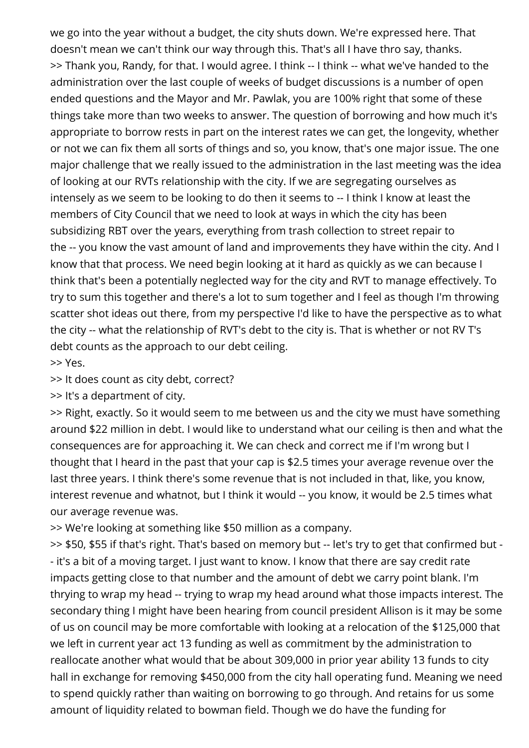we go into the year without a budget, the city shuts down. We're expressed here. That doesn't mean we can't think our way through this. That's all I have thro say, thanks.

>> Thank you, Randy, for that. I would agree. I think -- I think -- what we've handed to the administration over the last couple of weeks of budget discussions is a number of open ended questions and the Mayor and Mr. Pawlak, you are 100% right that some of these things take more than two weeks to answer. The question of borrowing and how much it's appropriate to borrow rests in part on the interest rates we can get, the longevity, whether or not we can fix them all sorts of things and so, you know, that's one major issue. The one major challenge that we really issued to the administration in the last meeting was the idea of looking at our RVTs relationship with the city. If we are segregating ourselves as intensely as we seem to be looking to do then it seems to -- I think I know at least the members of City Council that we need to look at ways in which the city has been subsidizing RBT over the years, everything from trash collection to street repair to the -- you know the vast amount of land and improvements they have within the city. And I know that that process. We need begin looking at it hard as quickly as we can because I think that's been a potentially neglected way for the city and RVT to manage effectively. To try to sum this together and there's a lot to sum together and I feel as though I'm throwing scatter shot ideas out there, from my perspective I'd like to have the perspective as to what the city -- what the relationship of RVT's debt to the city is. That is whether or not RV T's debt counts as the approach to our debt ceiling.

>> Yes.

>> It does count as city debt, correct?

>> It's a department of city.

>> Right, exactly. So it would seem to me between us and the city we must have something around $22 million in debt. I would like to understand what our ceiling is then and what the consequences are for approaching it. We can check and correct me if I'm wrong but I thought that I heard in the past that your cap is $2.5 times your average revenue over the last three years. I think there's some revenue that is not included in that, like, you know, interest revenue and whatnot, but I think it would -- you know, it would be 2.5 times what our average revenue was.

>> We're looking at something like $50 million as a company.

>> $50, $55 if that's right. That's based on memory but -- let's try to get that confirmed but -- it's a bit of a moving target. I just want to know. I know that there are say credit rate impacts getting close to that number and the amount of debt we carry point blank. I'm thrying to wrap my head -- trying to wrap my head around what those impacts interest. The secondary thing I might have been hearing from council president Allison is it may be some of us on council may be more comfortable with looking at a relocation of the $125,000 that we left in current year act 13 funding as well as commitment by the administration to reallocate another what would that be about 309,000 in prior year ability 13 funds to city hall in exchange for removing $450,000 from the city hall operating fund. Meaning we need to spend quickly rather than waiting on borrowing to go through. And retains for us some amount of liquidity related to bowman field. Though we do have the funding for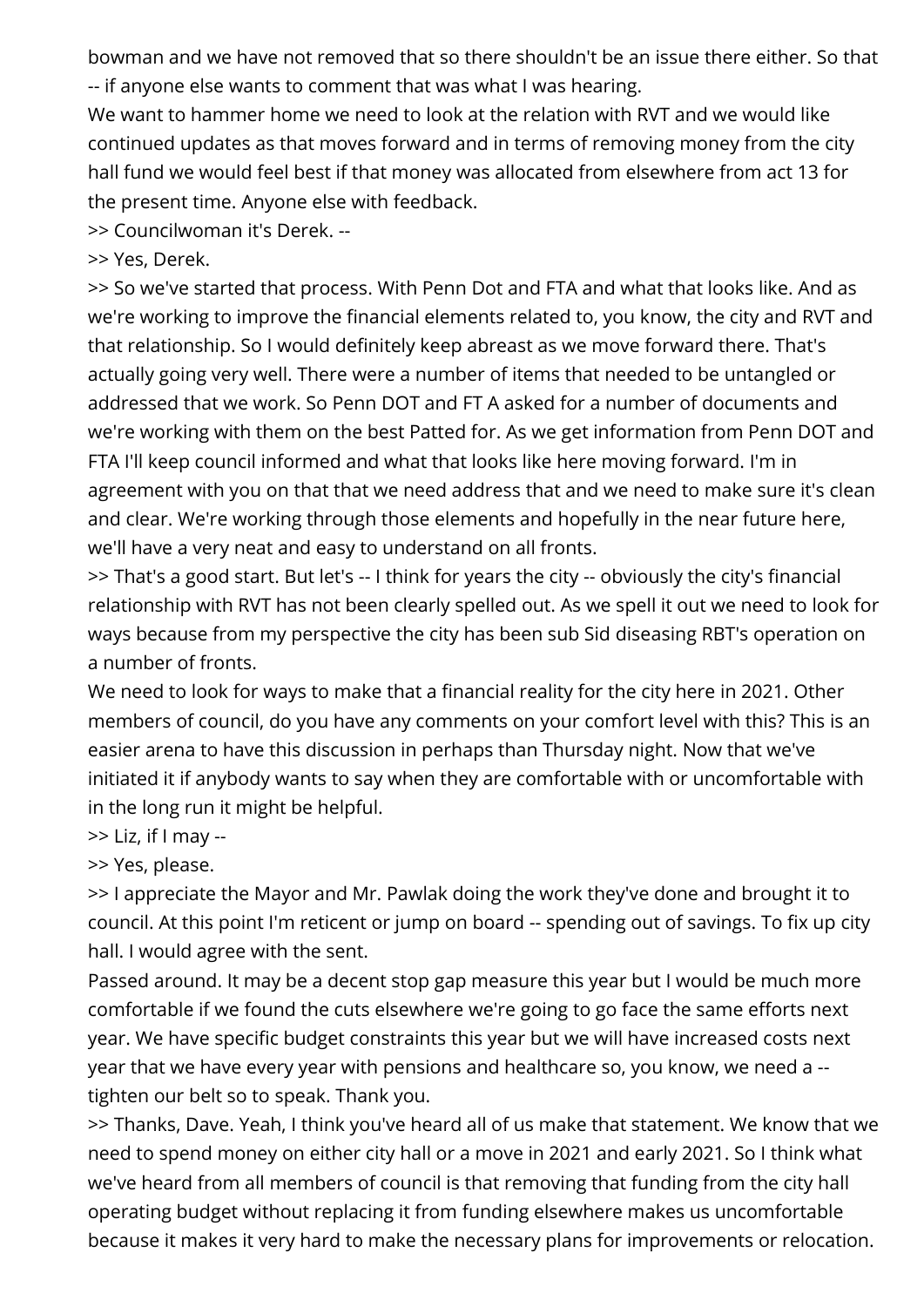bowman and we have not removed that so there shouldn't be an issue there either. So that -- if anyone else wants to comment that was what I was hearing.

We want to hammer home we need to look at the relation with RVT and we would like continued updates as that moves forward and in terms of removing money from the city hall fund we would feel best if that money was allocated from elsewhere from act 13 for the present time. Anyone else with feedback.

>> Councilwoman it's Derek. --

>> Yes, Derek.

>> So we've started that process. With Penn Dot and FTA and what that looks like. And as we're working to improve the financial elements related to, you know, the city and RVT and that relationship. So I would definitely keep abreast as we move forward there. That's actually going very well. There were a number of items that needed to be untangled or addressed that we work. So Penn DOT and FT A asked for a number of documents and we're working with them on the best Patted for. As we get information from Penn DOT and FTA I'll keep council informed and what that looks like here moving forward. I'm in agreement with you on that that we need address that and we need to make sure it's clean and clear. We're working through those elements and hopefully in the near future here, we'll have a very neat and easy to understand on all fronts.

>> That's a good start. But let's -- I think for years the city -- obviously the city's financial relationship with RVT has not been clearly spelled out. As we spell it out we need to look for ways because from my perspective the city has been sub Sid diseasing RBT's operation on a number of fronts.

We need to look for ways to make that a financial reality for the city here in 2021. Other members of council, do you have any comments on your comfort level with this? This is an easier arena to have this discussion in perhaps than Thursday night. Now that we've initiated it if anybody wants to say when they are comfortable with or uncomfortable with in the long run it might be helpful.

>> Liz, if I may --

>> Yes, please.

>> I appreciate the Mayor and Mr. Pawlak doing the work they've done and brought it to council. At this point I'm reticent or jump on board -- spending out of savings. To fix up city hall. I would agree with the sent.

Passed around. It may be a decent stop gap measure this year but I would be much more comfortable if we found the cuts elsewhere we're going to go face the same efforts next year. We have specific budget constraints this year but we will have increased costs next year that we have every year with pensions and healthcare so, you know, we need a -- tighten our belt so to speak. Thank you.

>> Thanks, Dave. Yeah, I think you've heard all of us make that statement. We know that we need to spend money on either city hall or a move in 2021 and early 2021. So I think what we've heard from all members of council is that removing that funding from the city hall operating budget without replacing it from funding elsewhere makes us uncomfortable because it makes it very hard to make the necessary plans for improvements or relocation.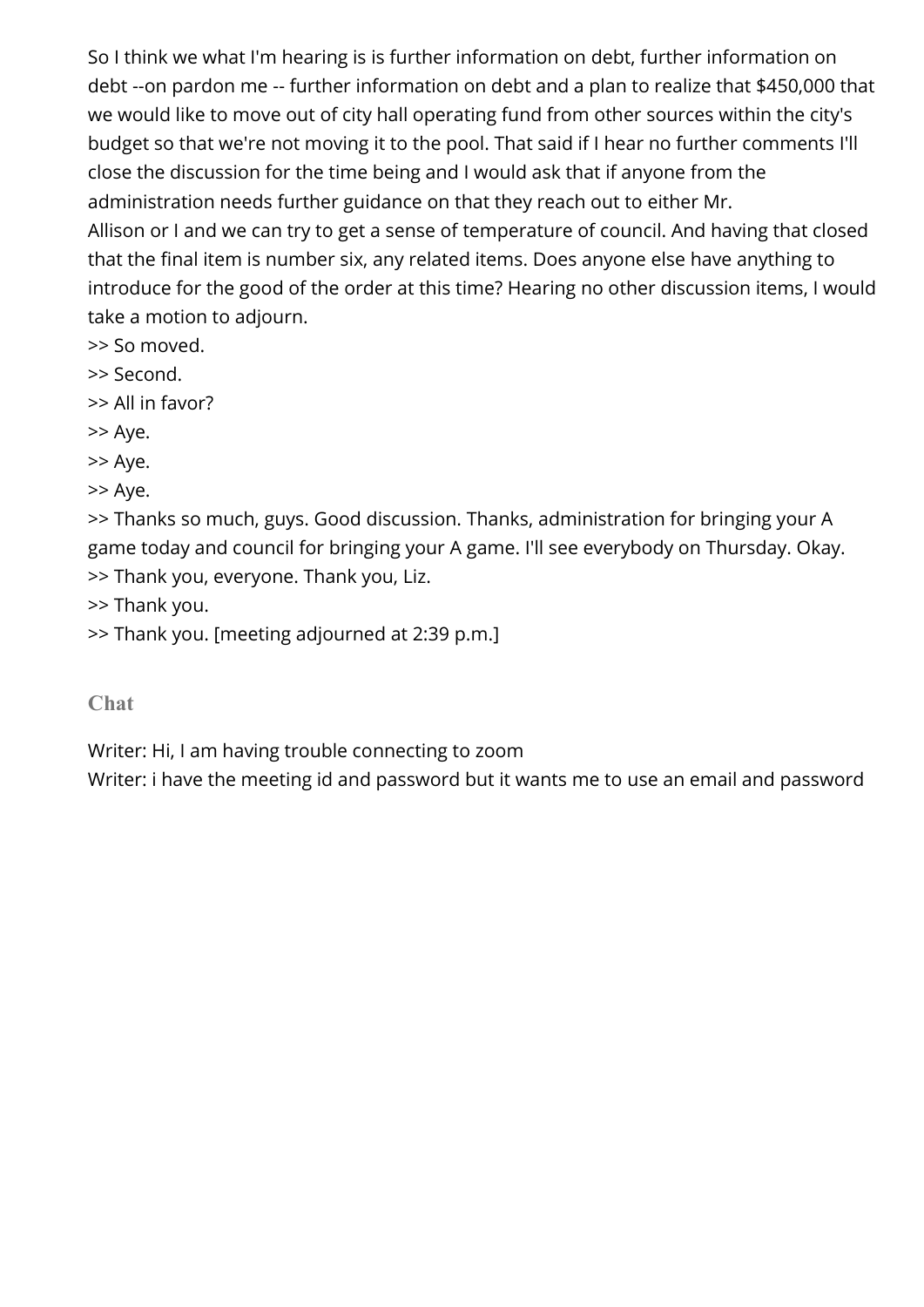So I think we what I'm hearing is is further information on debt, further information on debt --on pardon me -- further information on debt and a plan to realize that $450,000 that we would like to move out of city hall operating fund from other sources within the city's budget so that we're not moving it to the pool. That said if I hear no further comments I'll close the discussion for the time being and I would ask that if anyone from the administration needs further guidance on that they reach out to either Mr.
Allison or I and we can try to get a sense of temperature of council. And having that closed that the final item is number six, any related items. Does anyone else have anything to introduce for the good of the order at this time? Hearing no other discussion items, I would take a motion to adjourn.

>> So moved.

>> Second.

>> All in favor?

>> Aye.

>> Aye.

>> Aye.

>> Thanks so much, guys. Good discussion. Thanks, administration for bringing your A game today and council for bringing your A game. I'll see everybody on Thursday. Okay.

>> Thank you, everyone. Thank you, Liz.

>> Thank you.

>> Thank you. [meeting adjourned at 2:39 p.m.]

## Chat

Writer: Hi, I am having trouble connecting to zoom

Writer: i have the meeting id and password but it wants me to use an email and password